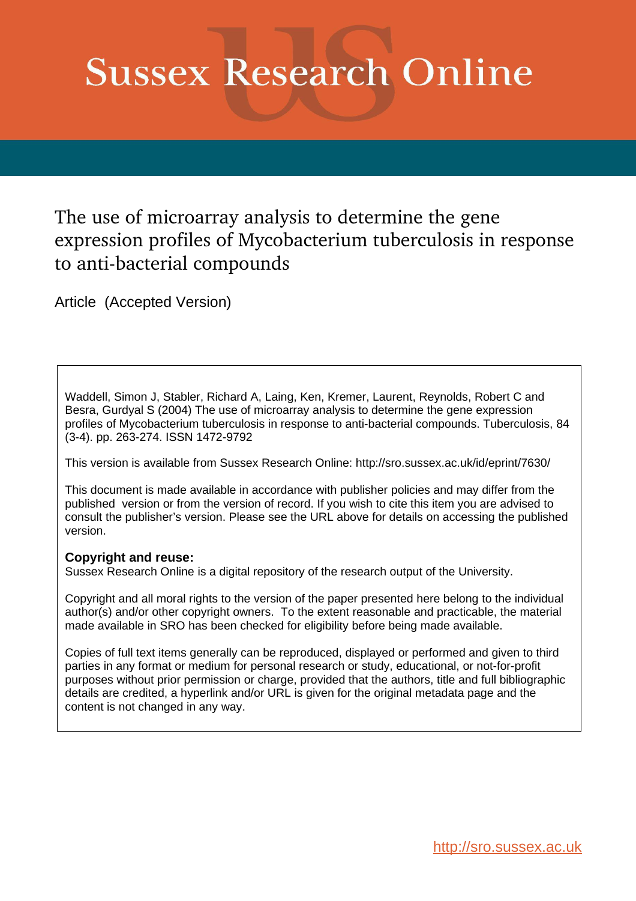# Sussex Research Online

## The use of microarray analysis to determine the gene expression profiles of Mycobacterium tuberculosis in response to anti-bacterial compounds

Article (Accepted Version)

Waddell, Simon J, Stabler, Richard A, Laing, Ken, Kremer, Laurent, Reynolds, Robert C and Besra, Gurdyal S (2004) The use of microarray analysis to determine the gene expression profiles of Mycobacterium tuberculosis in response to anti-bacterial compounds. Tuberculosis, 84 (3-4). pp. 263-274. ISSN 1472-9792

This version is available from Sussex Research Online: http://sro.sussex.ac.uk/id/eprint/7630/

This document is made available in accordance with publisher policies and may differ from the published version or from the version of record. If you wish to cite this item you are advised to consult the publisher's version. Please see the URL above for details on accessing the published version.

**Copyright and reuse:**
Sussex Research Online is a digital repository of the research output of the University.

Copyright and all moral rights to the version of the paper presented here belong to the individual author(s) and/or other copyright owners. To the extent reasonable and practicable, the material made available in SRO has been checked for eligibility before being made available.

Copies of full text items generally can be reproduced, displayed or performed and given to third parties in any format or medium for personal research or study, educational, or not-for-profit purposes without prior permission or charge, provided that the authors, title and full bibliographic details are credited, a hyperlink and/or URL is given for the original metadata page and the content is not changed in any way.

http://sro.sussex.ac.uk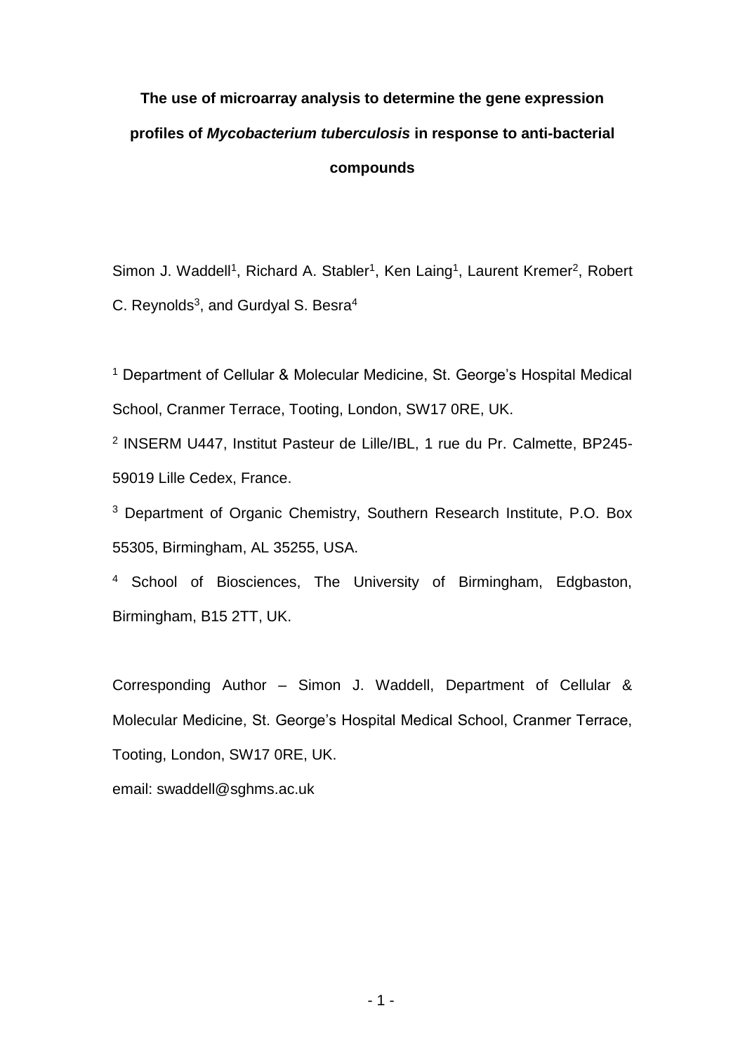# The use of microarray analysis to determine the gene expression profiles of *Mycobacterium tuberculosis* in response to anti-bacterial compounds

Simon J. Waddell[1], Richard A. Stabler[1], Ken Laing[1], Laurent Kremer[2], Robert C. Reynolds[3], and Gurdyal S. Besra[4]

[1] Department of Cellular & Molecular Medicine, St. George's Hospital Medical School, Cranmer Terrace, Tooting, London, SW17 0RE, UK.

[2] INSERM U447, Institut Pasteur de Lille/IBL, 1 rue du Pr. Calmette, BP245-59019 Lille Cedex, France.

[3] Department of Organic Chemistry, Southern Research Institute, P.O. Box 55305, Birmingham, AL 35255, USA.

[4] School of Biosciences, The University of Birmingham, Edgbaston, Birmingham, B15 2TT, UK.

Corresponding Author – Simon J. Waddell, Department of Cellular & Molecular Medicine, St. George's Hospital Medical School, Cranmer Terrace, Tooting, London, SW17 0RE, UK.

email: swaddell@sghms.ac.uk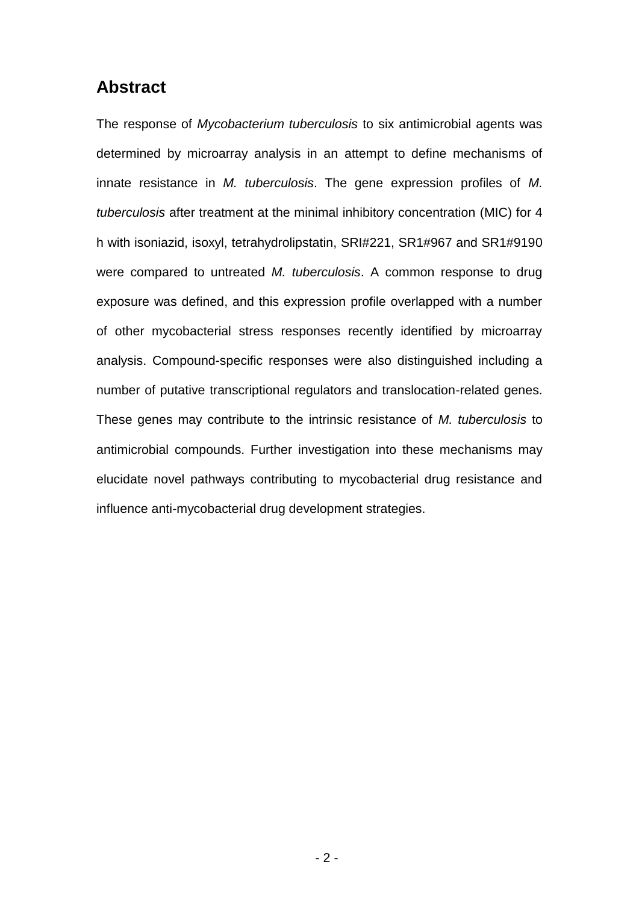## Abstract

The response of *Mycobacterium tuberculosis* to six antimicrobial agents was determined by microarray analysis in an attempt to define mechanisms of innate resistance in *M. tuberculosis*. The gene expression profiles of *M. tuberculosis* after treatment at the minimal inhibitory concentration (MIC) for 4 h with isoniazid, isoxyl, tetrahydrolipstatin, SRI#221, SR1#967 and SR1#9190 were compared to untreated *M. tuberculosis*. A common response to drug exposure was defined, and this expression profile overlapped with a number of other mycobacterial stress responses recently identified by microarray analysis. Compound-specific responses were also distinguished including a number of putative transcriptional regulators and translocation-related genes. These genes may contribute to the intrinsic resistance of *M. tuberculosis* to antimicrobial compounds. Further investigation into these mechanisms may elucidate novel pathways contributing to mycobacterial drug resistance and influence anti-mycobacterial drug development strategies.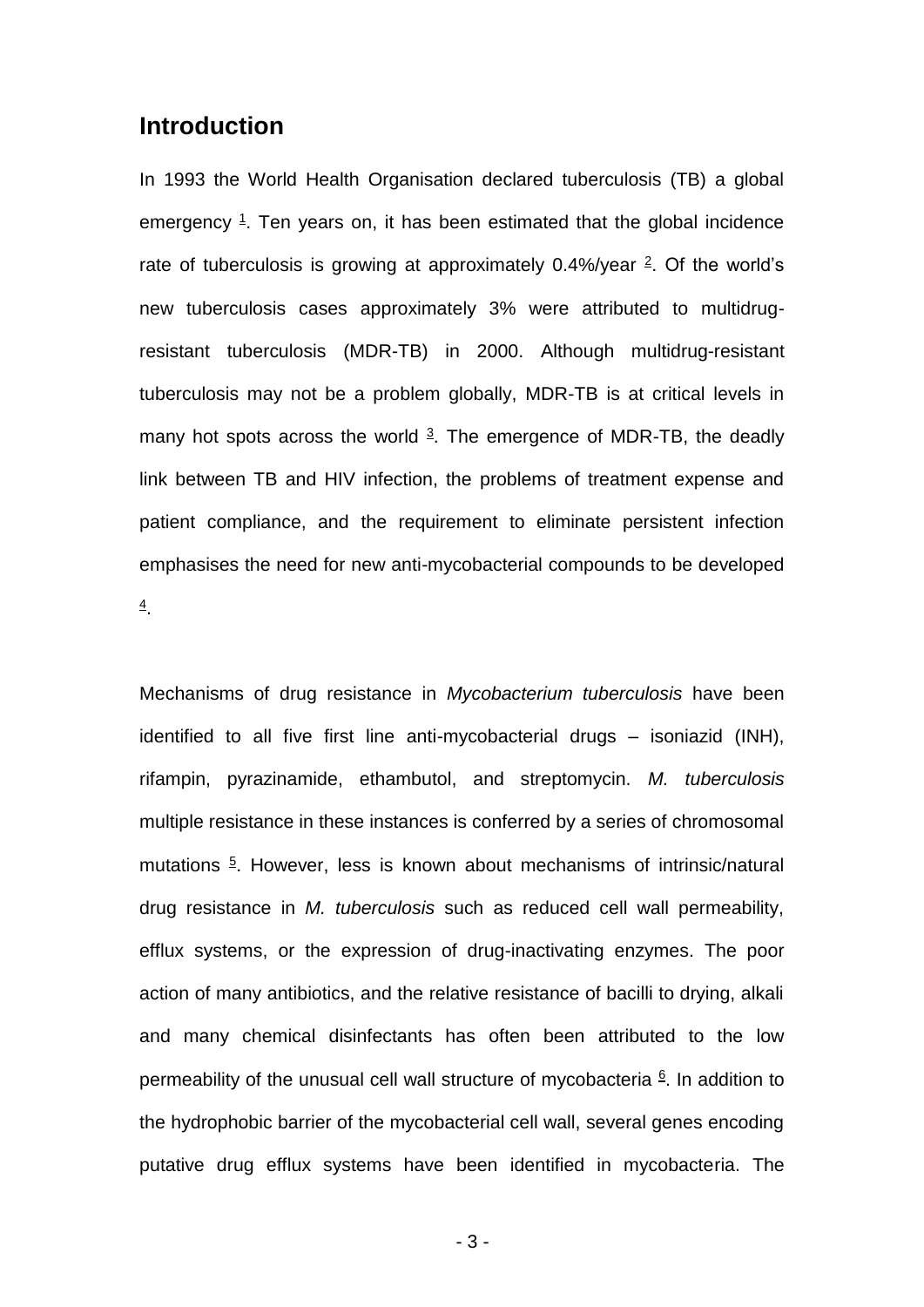## Introduction

In 1993 the World Health Organisation declared tuberculosis (TB) a global emergency [1]. Ten years on, it has been estimated that the global incidence rate of tuberculosis is growing at approximately 0.4%/year [2]. Of the world's new tuberculosis cases approximately 3% were attributed to multidrug-resistant tuberculosis (MDR-TB) in 2000. Although multidrug-resistant tuberculosis may not be a problem globally, MDR-TB is at critical levels in many hot spots across the world [3]. The emergence of MDR-TB, the deadly link between TB and HIV infection, the problems of treatment expense and patient compliance, and the requirement to eliminate persistent infection emphasises the need for new anti-mycobacterial compounds to be developed [4].

Mechanisms of drug resistance in *Mycobacterium tuberculosis* have been identified to all five first line anti-mycobacterial drugs – isoniazid (INH), rifampin, pyrazinamide, ethambutol, and streptomycin. *M. tuberculosis* multiple resistance in these instances is conferred by a series of chromosomal mutations [5]. However, less is known about mechanisms of intrinsic/natural drug resistance in *M. tuberculosis* such as reduced cell wall permeability, efflux systems, or the expression of drug-inactivating enzymes. The poor action of many antibiotics, and the relative resistance of bacilli to drying, alkali and many chemical disinfectants has often been attributed to the low permeability of the unusual cell wall structure of mycobacteria [6]. In addition to the hydrophobic barrier of the mycobacterial cell wall, several genes encoding putative drug efflux systems have been identified in mycobacteria. The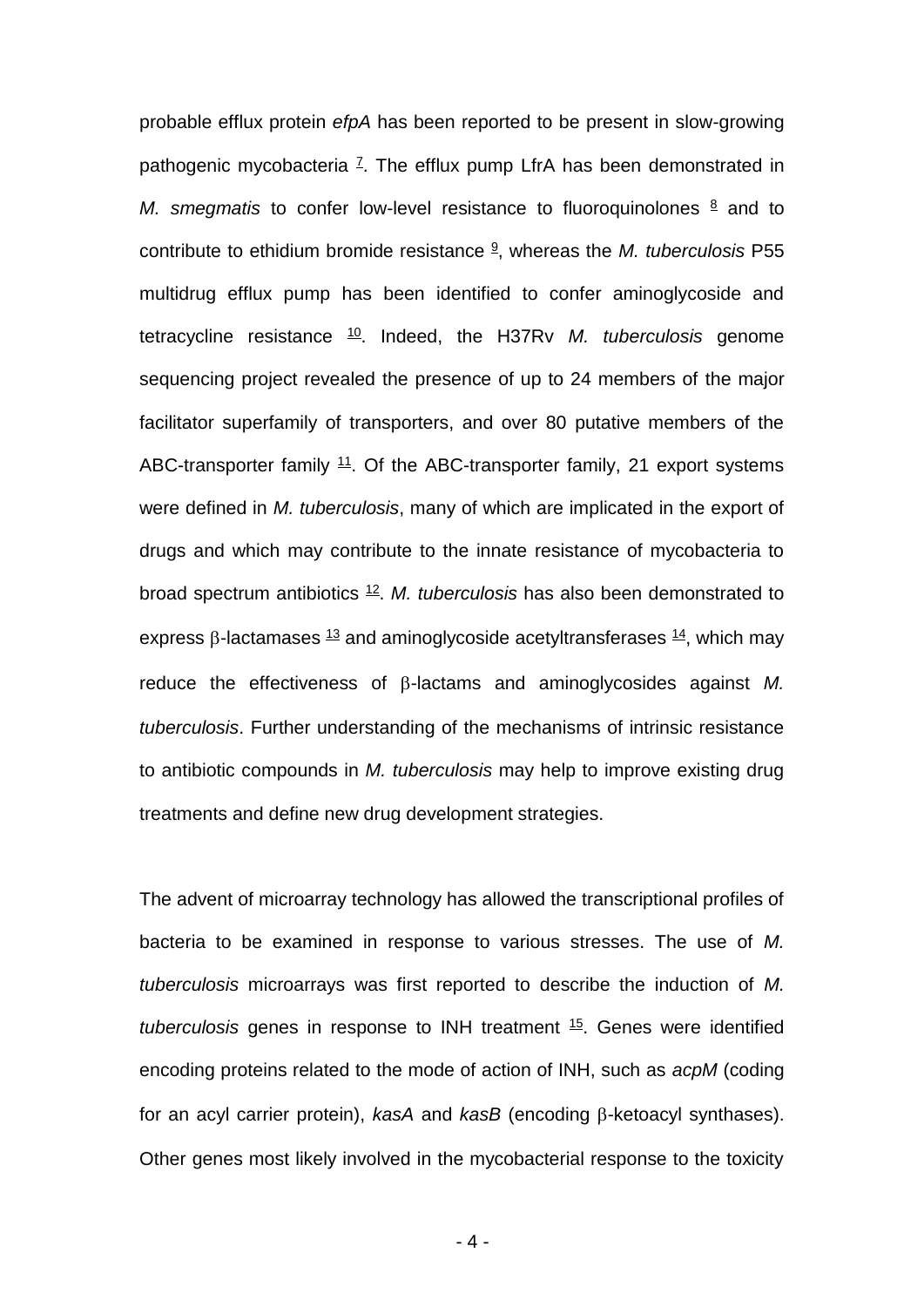probable efflux protein *efpA* has been reported to be present in slow-growing pathogenic mycobacteria [7]. The efflux pump LfrA has been demonstrated in *M. smegmatis* to confer low-level resistance to fluoroquinolones [8] and to contribute to ethidium bromide resistance [9], whereas the *M. tuberculosis* P55 multidrug efflux pump has been identified to confer aminoglycoside and tetracycline resistance [10]. Indeed, the H37Rv *M. tuberculosis* genome sequencing project revealed the presence of up to 24 members of the major facilitator superfamily of transporters, and over 80 putative members of the ABC-transporter family [11]. Of the ABC-transporter family, 21 export systems were defined in *M. tuberculosis*, many of which are implicated in the export of drugs and which may contribute to the innate resistance of mycobacteria to broad spectrum antibiotics [12]. *M. tuberculosis* has also been demonstrated to express β-lactamases [13] and aminoglycoside acetyltransferases [14], which may reduce the effectiveness of β-lactams and aminoglycosides against *M. tuberculosis*. Further understanding of the mechanisms of intrinsic resistance to antibiotic compounds in *M. tuberculosis* may help to improve existing drug treatments and define new drug development strategies.

The advent of microarray technology has allowed the transcriptional profiles of bacteria to be examined in response to various stresses. The use of *M. tuberculosis* microarrays was first reported to describe the induction of *M. tuberculosis* genes in response to INH treatment [15]. Genes were identified encoding proteins related to the mode of action of INH, such as *acpM* (coding for an acyl carrier protein), *kasA* and *kasB* (encoding β-ketoacyl synthases). Other genes most likely involved in the mycobacterial response to the toxicity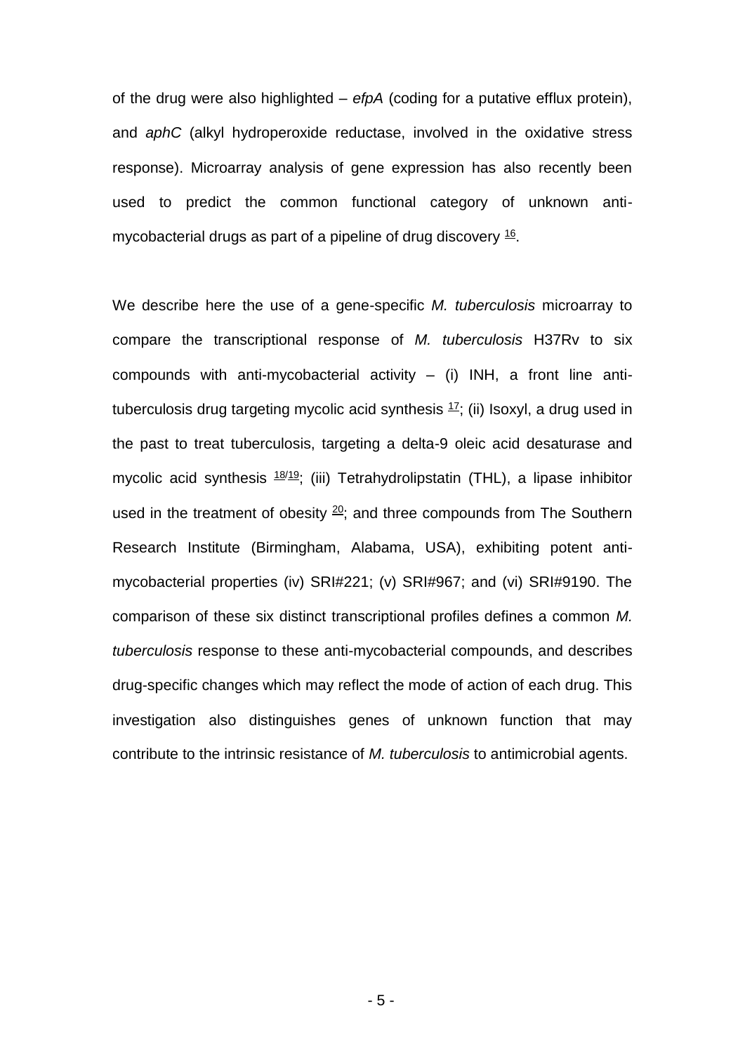of the drug were also highlighted – *efpA* (coding for a putative efflux protein), and *aphC* (alkyl hydroperoxide reductase, involved in the oxidative stress response). Microarray analysis of gene expression has also recently been used to predict the common functional category of unknown anti-mycobacterial drugs as part of a pipeline of drug discovery [16].

We describe here the use of a gene-specific *M. tuberculosis* microarray to compare the transcriptional response of *M. tuberculosis* H37Rv to six compounds with anti-mycobacterial activity – (i) INH, a front line anti-tuberculosis drug targeting mycolic acid synthesis [17]; (ii) Isoxyl, a drug used in the past to treat tuberculosis, targeting a delta-9 oleic acid desaturase and mycolic acid synthesis [18/19]; (iii) Tetrahydrolipstatin (THL), a lipase inhibitor used in the treatment of obesity [20]; and three compounds from The Southern Research Institute (Birmingham, Alabama, USA), exhibiting potent anti-mycobacterial properties (iv) SRI#221; (v) SRI#967; and (vi) SRI#9190. The comparison of these six distinct transcriptional profiles defines a common *M. tuberculosis* response to these anti-mycobacterial compounds, and describes drug-specific changes which may reflect the mode of action of each drug. This investigation also distinguishes genes of unknown function that may contribute to the intrinsic resistance of *M. tuberculosis* to antimicrobial agents.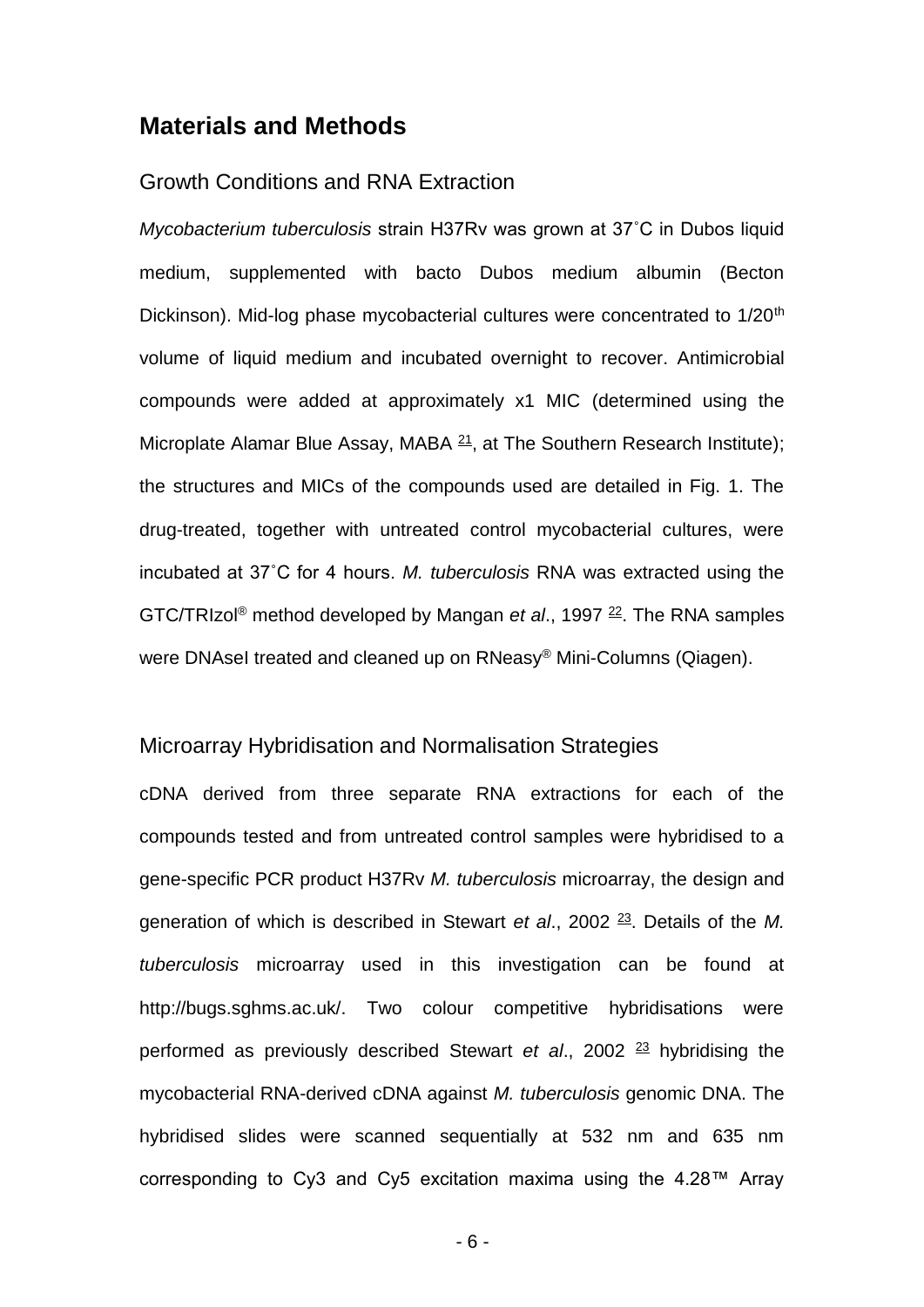## Materials and Methods

### Growth Conditions and RNA Extraction

*Mycobacterium tuberculosis* strain H37Rv was grown at 37˚C in Dubos liquid medium, supplemented with bacto Dubos medium albumin (Becton Dickinson). Mid-log phase mycobacterial cultures were concentrated to 1/20th volume of liquid medium and incubated overnight to recover. Antimicrobial compounds were added at approximately x1 MIC (determined using the Microplate Alamar Blue Assay, MABA [21], at The Southern Research Institute); the structures and MICs of the compounds used are detailed in Fig. 1. The drug-treated, together with untreated control mycobacterial cultures, were incubated at 37˚C for 4 hours. *M. tuberculosis* RNA was extracted using the GTC/TRIzol® method developed by Mangan *et al*., 1997 [22]. The RNA samples were DNAseI treated and cleaned up on RNeasy® Mini-Columns (Qiagen).

### Microarray Hybridisation and Normalisation Strategies

cDNA derived from three separate RNA extractions for each of the compounds tested and from untreated control samples were hybridised to a gene-specific PCR product H37Rv *M. tuberculosis* microarray, the design and generation of which is described in Stewart *et al*., 2002 [23]. Details of the *M. tuberculosis* microarray used in this investigation can be found at http://bugs.sghms.ac.uk/. Two colour competitive hybridisations were performed as previously described Stewart *et al*., 2002 [23] hybridising the mycobacterial RNA-derived cDNA against *M. tuberculosis* genomic DNA. The hybridised slides were scanned sequentially at 532 nm and 635 nm corresponding to Cy3 and Cy5 excitation maxima using the 4.28™ Array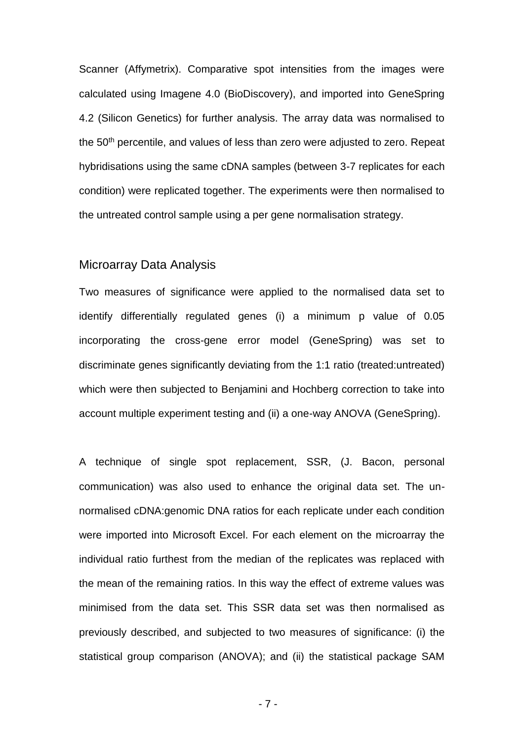Scanner (Affymetrix). Comparative spot intensities from the images were calculated using Imagene 4.0 (BioDiscovery), and imported into GeneSpring 4.2 (Silicon Genetics) for further analysis. The array data was normalised to the 50$^{th}$ percentile, and values of less than zero were adjusted to zero. Repeat hybridisations using the same cDNA samples (between 3-7 replicates for each condition) were replicated together. The experiments were then normalised to the untreated control sample using a per gene normalisation strategy.

## Microarray Data Analysis

Two measures of significance were applied to the normalised data set to identify differentially regulated genes (i) a minimum p value of 0.05 incorporating the cross-gene error model (GeneSpring) was set to discriminate genes significantly deviating from the 1:1 ratio (treated:untreated) which were then subjected to Benjamini and Hochberg correction to take into account multiple experiment testing and (ii) a one-way ANOVA (GeneSpring).

A technique of single spot replacement, SSR, (J. Bacon, personal communication) was also used to enhance the original data set. The un-normalised cDNA:genomic DNA ratios for each replicate under each condition were imported into Microsoft Excel. For each element on the microarray the individual ratio furthest from the median of the replicates was replaced with the mean of the remaining ratios. In this way the effect of extreme values was minimised from the data set. This SSR data set was then normalised as previously described, and subjected to two measures of significance: (i) the statistical group comparison (ANOVA); and (ii) the statistical package SAM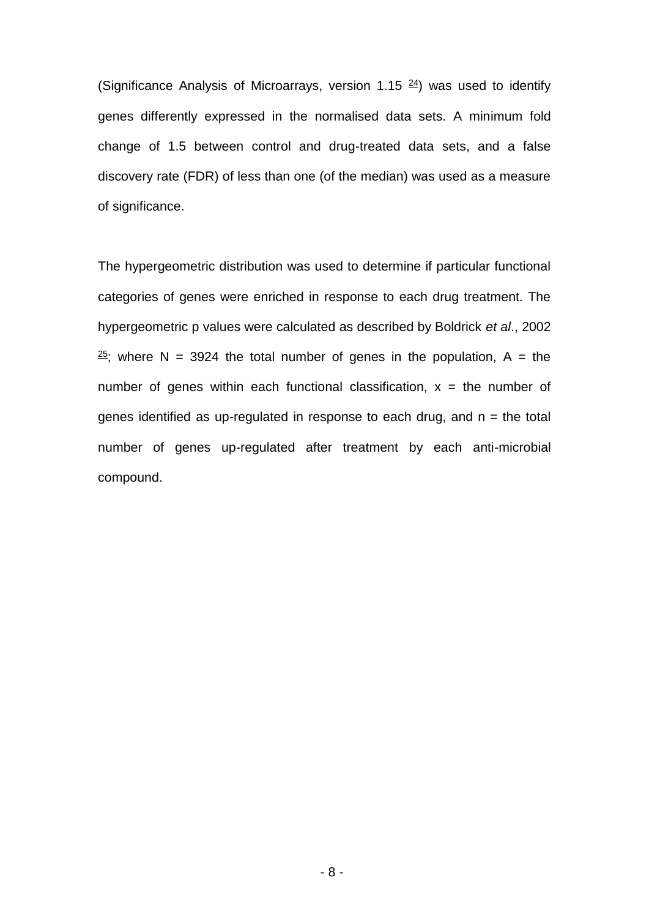(Significance Analysis of Microarrays, version 1.15 [24]) was used to identify genes differently expressed in the normalised data sets. A minimum fold change of 1.5 between control and drug-treated data sets, and a false discovery rate (FDR) of less than one (of the median) was used as a measure of significance.

The hypergeometric distribution was used to determine if particular functional categories of genes were enriched in response to each drug treatment. The hypergeometric p values were calculated as described by Boldrick *et al*., 2002 [25]; where N = 3924 the total number of genes in the population, A = the number of genes within each functional classification, x = the number of genes identified as up-regulated in response to each drug, and n = the total number of genes up-regulated after treatment by each anti-microbial compound.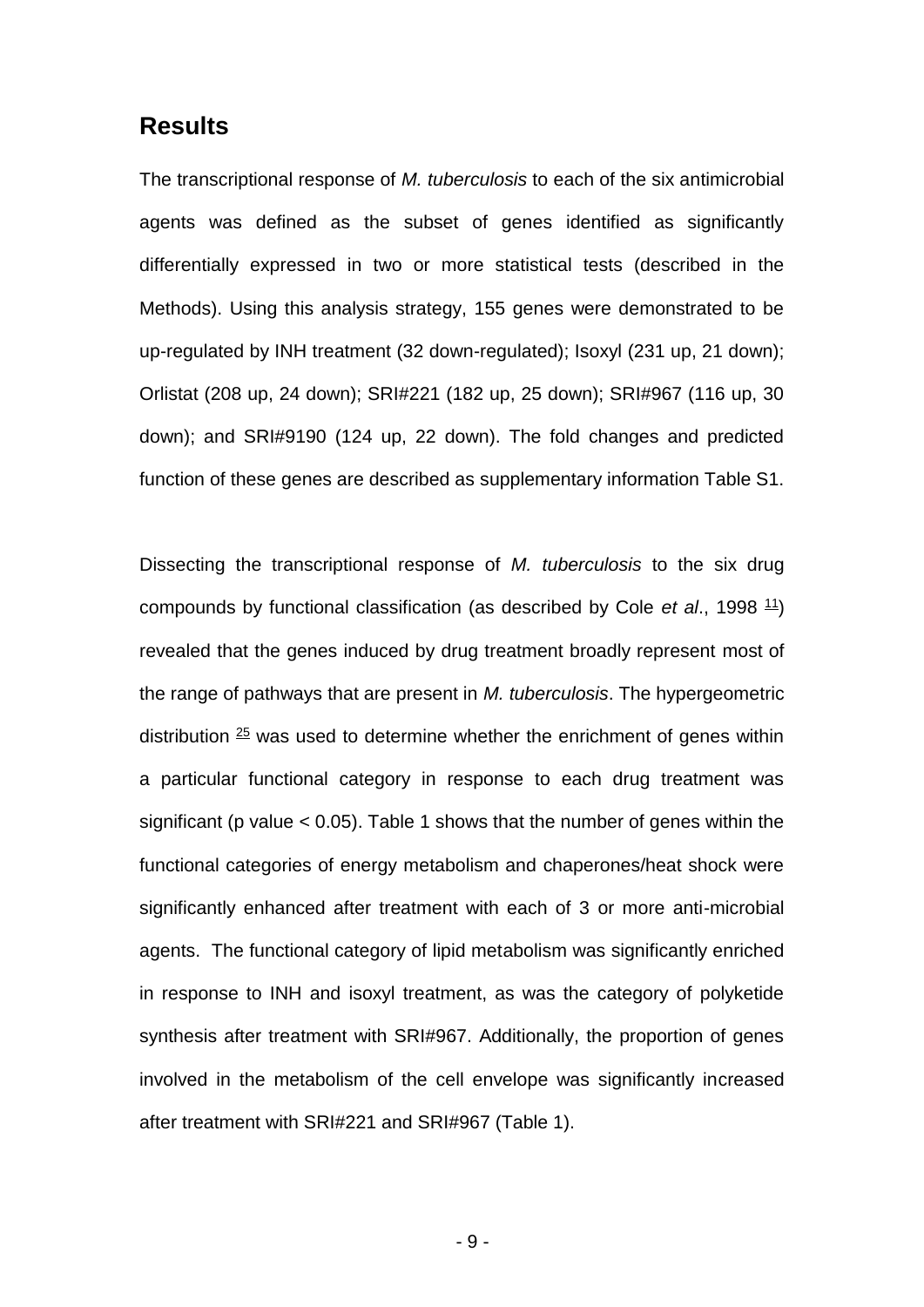## Results

The transcriptional response of *M. tuberculosis* to each of the six antimicrobial agents was defined as the subset of genes identified as significantly differentially expressed in two or more statistical tests (described in the Methods). Using this analysis strategy, 155 genes were demonstrated to be up-regulated by INH treatment (32 down-regulated); Isoxyl (231 up, 21 down); Orlistat (208 up, 24 down); SRI#221 (182 up, 25 down); SRI#967 (116 up, 30 down); and SRI#9190 (124 up, 22 down). The fold changes and predicted function of these genes are described as supplementary information Table S1.

Dissecting the transcriptional response of *M. tuberculosis* to the six drug compounds by functional classification (as described by Cole *et al*., 1998 [11]) revealed that the genes induced by drug treatment broadly represent most of the range of pathways that are present in *M. tuberculosis*. The hypergeometric distribution [25] was used to determine whether the enrichment of genes within a particular functional category in response to each drug treatment was significant (p value < 0.05). Table 1 shows that the number of genes within the functional categories of energy metabolism and chaperones/heat shock were significantly enhanced after treatment with each of 3 or more anti-microbial agents. The functional category of lipid metabolism was significantly enriched in response to INH and isoxyl treatment, as was the category of polyketide synthesis after treatment with SRI#967. Additionally, the proportion of genes involved in the metabolism of the cell envelope was significantly increased after treatment with SRI#221 and SRI#967 (Table 1).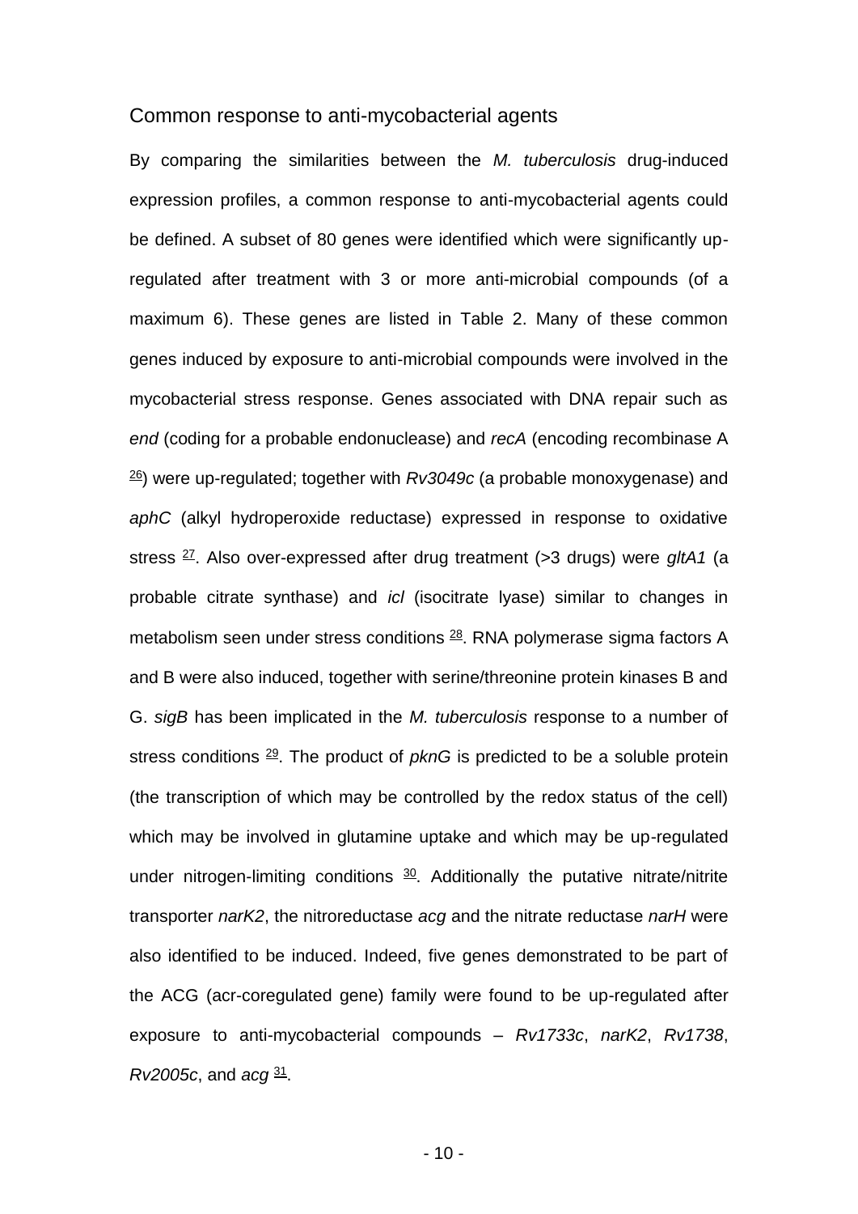## Common response to anti-mycobacterial agents

By comparing the similarities between the *M. tuberculosis* drug-induced expression profiles, a common response to anti-mycobacterial agents could be defined. A subset of 80 genes were identified which were significantly up-regulated after treatment with 3 or more anti-microbial compounds (of a maximum 6). These genes are listed in Table 2. Many of these common genes induced by exposure to anti-microbial compounds were involved in the mycobacterial stress response. Genes associated with DNA repair such as *end* (coding for a probable endonuclease) and *recA* (encoding recombinase A [26]) were up-regulated; together with *Rv3049c* (a probable monoxygenase) and *aphC* (alkyl hydroperoxide reductase) expressed in response to oxidative stress [27]. Also over-expressed after drug treatment (>3 drugs) were *gltA1* (a probable citrate synthase) and *icl* (isocitrate lyase) similar to changes in metabolism seen under stress conditions [28]. RNA polymerase sigma factors A and B were also induced, together with serine/threonine protein kinases B and G. *sigB* has been implicated in the *M. tuberculosis* response to a number of stress conditions [29]. The product of *pknG* is predicted to be a soluble protein (the transcription of which may be controlled by the redox status of the cell) which may be involved in glutamine uptake and which may be up-regulated under nitrogen-limiting conditions [30]. Additionally the putative nitrate/nitrite transporter *narK2*, the nitroreductase *acg* and the nitrate reductase *narH* were also identified to be induced. Indeed, five genes demonstrated to be part of the ACG (acr-coregulated gene) family were found to be up-regulated after exposure to anti-mycobacterial compounds – *Rv1733c*, *narK2*, *Rv1738*, *Rv2005c*, and *acg* [31].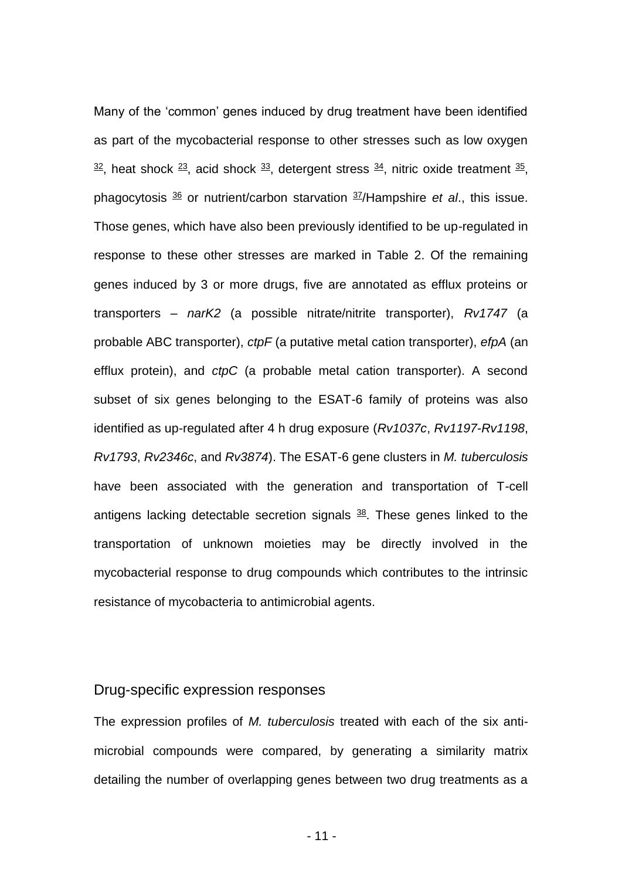Many of the 'common' genes induced by drug treatment have been identified as part of the mycobacterial response to other stresses such as low oxygen [32], heat shock [23], acid shock [33], detergent stress [34], nitric oxide treatment [35], phagocytosis [36] or nutrient/carbon starvation [37]/Hampshire *et al*., this issue. Those genes, which have also been previously identified to be up-regulated in response to these other stresses are marked in Table 2. Of the remaining genes induced by 3 or more drugs, five are annotated as efflux proteins or transporters – *narK2* (a possible nitrate/nitrite transporter), *Rv1747* (a probable ABC transporter), *ctpF* (a putative metal cation transporter), *efpA* (an efflux protein), and *ctpC* (a probable metal cation transporter). A second subset of six genes belonging to the ESAT-6 family of proteins was also identified as up-regulated after 4 h drug exposure (*Rv1037c*, *Rv1197-Rv1198*, *Rv1793*, *Rv2346c*, and *Rv3874*). The ESAT-6 gene clusters in *M. tuberculosis* have been associated with the generation and transportation of T-cell antigens lacking detectable secretion signals [38]. These genes linked to the transportation of unknown moieties may be directly involved in the mycobacterial response to drug compounds which contributes to the intrinsic resistance of mycobacteria to antimicrobial agents.

## Drug-specific expression responses

The expression profiles of *M. tuberculosis* treated with each of the six anti-microbial compounds were compared, by generating a similarity matrix detailing the number of overlapping genes between two drug treatments as a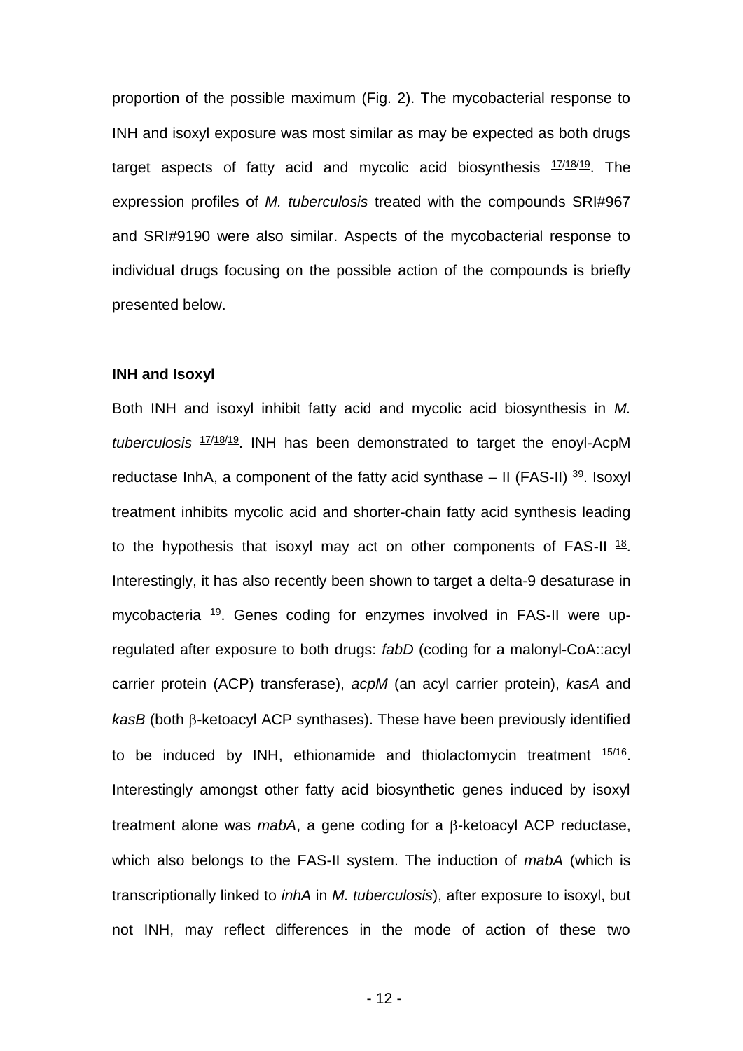proportion of the possible maximum (Fig. 2). The mycobacterial response to INH and isoxyl exposure was most similar as may be expected as both drugs target aspects of fatty acid and mycolic acid biosynthesis [17/18/19]. The expression profiles of *M. tuberculosis* treated with the compounds SRI#967 and SRI#9190 were also similar. Aspects of the mycobacterial response to individual drugs focusing on the possible action of the compounds is briefly presented below.

**INH and Isoxyl**

Both INH and isoxyl inhibit fatty acid and mycolic acid biosynthesis in *M. tuberculosis* [17/18/19]. INH has been demonstrated to target the enoyl-AcpM reductase InhA, a component of the fatty acid synthase – II (FAS-II) [39]. Isoxyl treatment inhibits mycolic acid and shorter-chain fatty acid synthesis leading to the hypothesis that isoxyl may act on other components of FAS-II [18]. Interestingly, it has also recently been shown to target a delta-9 desaturase in mycobacteria [19]. Genes coding for enzymes involved in FAS-II were up-regulated after exposure to both drugs: *fabD* (coding for a malonyl-CoA::acyl carrier protein (ACP) transferase), *acpM* (an acyl carrier protein), *kasA* and *kasB* (both β-ketoacyl ACP synthases). These have been previously identified to be induced by INH, ethionamide and thiolactomycin treatment [15/16]. Interestingly amongst other fatty acid biosynthetic genes induced by isoxyl treatment alone was *mabA*, a gene coding for a β-ketoacyl ACP reductase, which also belongs to the FAS-II system. The induction of *mabA* (which is transcriptionally linked to *inhA* in *M. tuberculosis*), after exposure to isoxyl, but not INH, may reflect differences in the mode of action of these two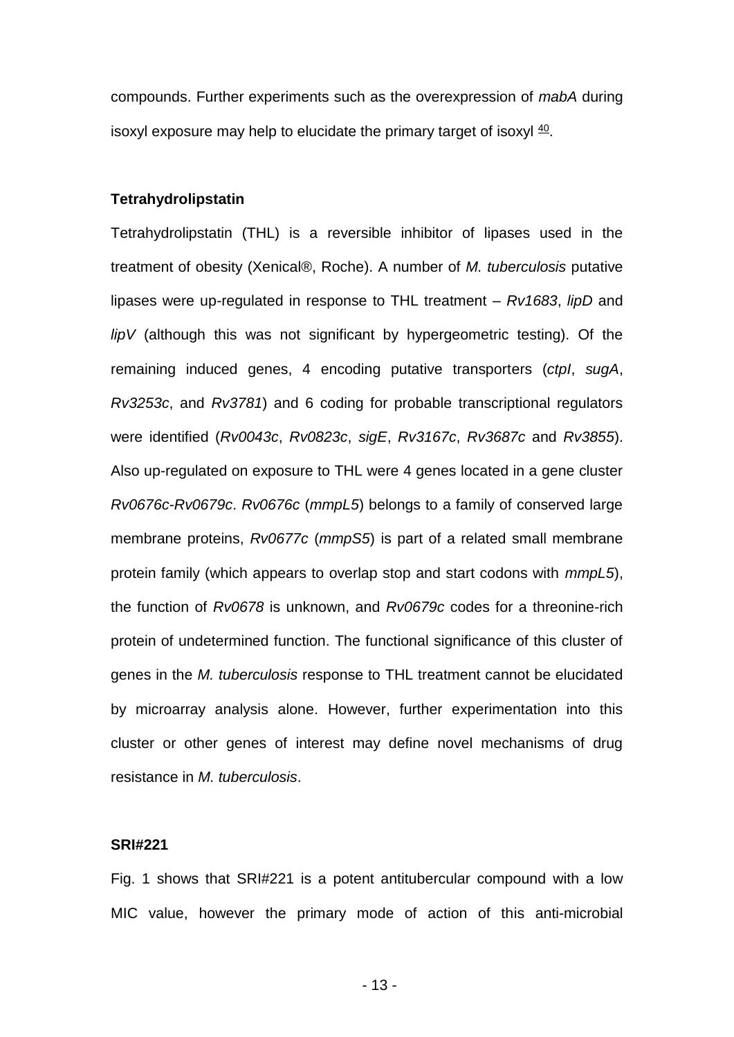compounds. Further experiments such as the overexpression of *mabA* during isoxyl exposure may help to elucidate the primary target of isoxyl [40].

**Tetrahydrolipstatin**

Tetrahydrolipstatin (THL) is a reversible inhibitor of lipases used in the treatment of obesity (Xenical®, Roche). A number of *M. tuberculosis* putative lipases were up-regulated in response to THL treatment – *Rv1683*, *lipD* and *lipV* (although this was not significant by hypergeometric testing). Of the remaining induced genes, 4 encoding putative transporters (*ctpI*, *sugA*, *Rv3253c*, and *Rv3781*) and 6 coding for probable transcriptional regulators were identified (*Rv0043c*, *Rv0823c*, *sigE*, *Rv3167c*, *Rv3687c* and *Rv3855*). Also up-regulated on exposure to THL were 4 genes located in a gene cluster *Rv0676c-Rv0679c*. *Rv0676c* (*mmpL5*) belongs to a family of conserved large membrane proteins, *Rv0677c* (*mmpS5*) is part of a related small membrane protein family (which appears to overlap stop and start codons with *mmpL5*), the function of *Rv0678* is unknown, and *Rv0679c* codes for a threonine-rich protein of undetermined function. The functional significance of this cluster of genes in the *M. tuberculosis* response to THL treatment cannot be elucidated by microarray analysis alone. However, further experimentation into this cluster or other genes of interest may define novel mechanisms of drug resistance in *M. tuberculosis*.

**SRI#221**

Fig. 1 shows that SRI#221 is a potent antitubercular compound with a low MIC value, however the primary mode of action of this anti-microbial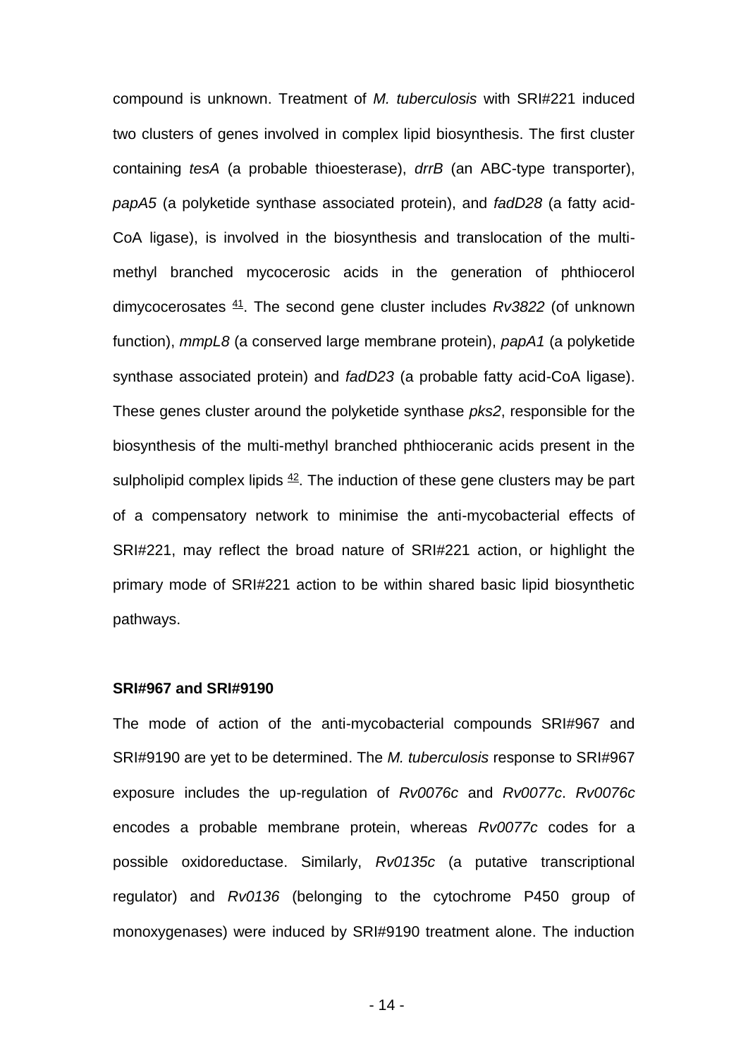compound is unknown. Treatment of *M. tuberculosis* with SRI#221 induced two clusters of genes involved in complex lipid biosynthesis. The first cluster containing *tesA* (a probable thioesterase), *drrB* (an ABC-type transporter), *papA5* (a polyketide synthase associated protein), and *fadD28* (a fatty acid-CoA ligase), is involved in the biosynthesis and translocation of the multi-methyl branched mycocerosic acids in the generation of phthiocerol dimycocerosates [41]. The second gene cluster includes *Rv3822* (of unknown function), *mmpL8* (a conserved large membrane protein), *papA1* (a polyketide synthase associated protein) and *fadD23* (a probable fatty acid-CoA ligase). These genes cluster around the polyketide synthase *pks2*, responsible for the biosynthesis of the multi-methyl branched phthioceranic acids present in the sulpholipid complex lipids [42]. The induction of these gene clusters may be part of a compensatory network to minimise the anti-mycobacterial effects of SRI#221, may reflect the broad nature of SRI#221 action, or highlight the primary mode of SRI#221 action to be within shared basic lipid biosynthetic pathways.

**SRI#967 and SRI#9190**

The mode of action of the anti-mycobacterial compounds SRI#967 and SRI#9190 are yet to be determined. The *M. tuberculosis* response to SRI#967 exposure includes the up-regulation of *Rv0076c* and *Rv0077c*. *Rv0076c* encodes a probable membrane protein, whereas *Rv0077c* codes for a possible oxidoreductase. Similarly, *Rv0135c* (a putative transcriptional regulator) and *Rv0136* (belonging to the cytochrome P450 group of monoxygenases) were induced by SRI#9190 treatment alone. The induction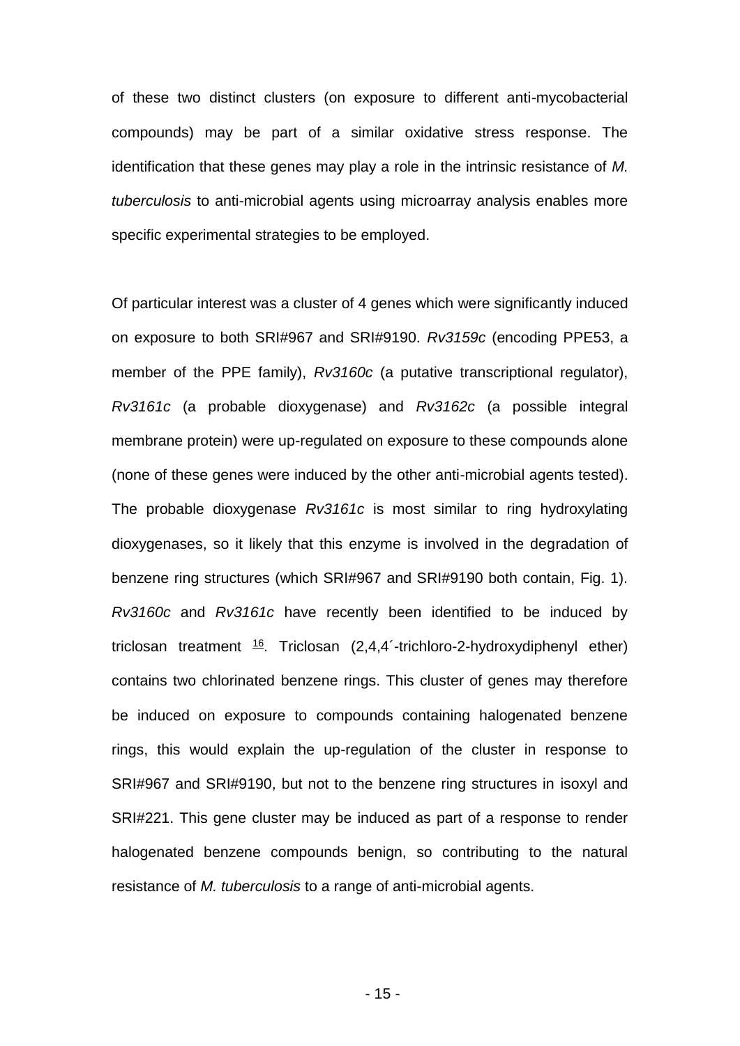of these two distinct clusters (on exposure to different anti-mycobacterial compounds) may be part of a similar oxidative stress response. The identification that these genes may play a role in the intrinsic resistance of *M. tuberculosis* to anti-microbial agents using microarray analysis enables more specific experimental strategies to be employed.

Of particular interest was a cluster of 4 genes which were significantly induced on exposure to both SRI#967 and SRI#9190. *Rv3159c* (encoding PPE53, a member of the PPE family), *Rv3160c* (a putative transcriptional regulator), *Rv3161c* (a probable dioxygenase) and *Rv3162c* (a possible integral membrane protein) were up-regulated on exposure to these compounds alone (none of these genes were induced by the other anti-microbial agents tested). The probable dioxygenase *Rv3161c* is most similar to ring hydroxylating dioxygenases, so it likely that this enzyme is involved in the degradation of benzene ring structures (which SRI#967 and SRI#9190 both contain, Fig. 1). *Rv3160c* and *Rv3161c* have recently been identified to be induced by triclosan treatment [16]. Triclosan (2,4,4´-trichloro-2-hydroxydiphenyl ether) contains two chlorinated benzene rings. This cluster of genes may therefore be induced on exposure to compounds containing halogenated benzene rings, this would explain the up-regulation of the cluster in response to SRI#967 and SRI#9190, but not to the benzene ring structures in isoxyl and SRI#221. This gene cluster may be induced as part of a response to render halogenated benzene compounds benign, so contributing to the natural resistance of *M. tuberculosis* to a range of anti-microbial agents.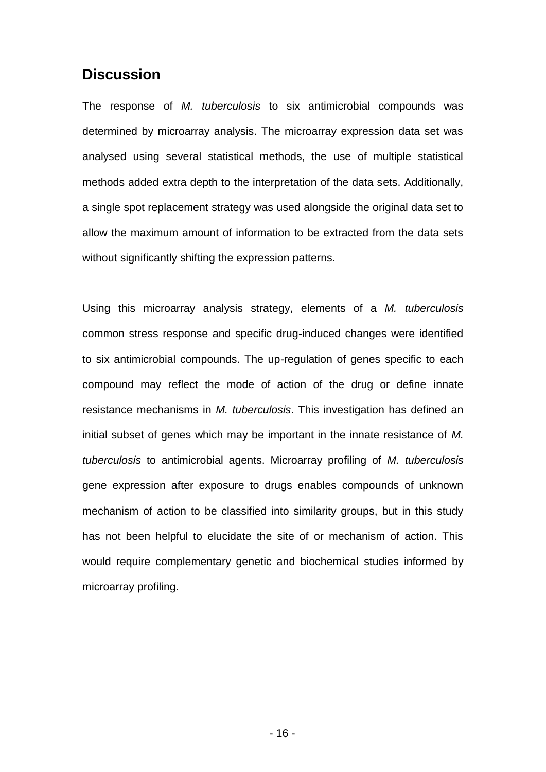## Discussion

The response of *M. tuberculosis* to six antimicrobial compounds was determined by microarray analysis. The microarray expression data set was analysed using several statistical methods, the use of multiple statistical methods added extra depth to the interpretation of the data sets. Additionally, a single spot replacement strategy was used alongside the original data set to allow the maximum amount of information to be extracted from the data sets without significantly shifting the expression patterns.

Using this microarray analysis strategy, elements of a *M. tuberculosis* common stress response and specific drug-induced changes were identified to six antimicrobial compounds. The up-regulation of genes specific to each compound may reflect the mode of action of the drug or define innate resistance mechanisms in *M. tuberculosis*. This investigation has defined an initial subset of genes which may be important in the innate resistance of *M. tuberculosis* to antimicrobial agents. Microarray profiling of *M. tuberculosis* gene expression after exposure to drugs enables compounds of unknown mechanism of action to be classified into similarity groups, but in this study has not been helpful to elucidate the site of or mechanism of action. This would require complementary genetic and biochemical studies informed by microarray profiling.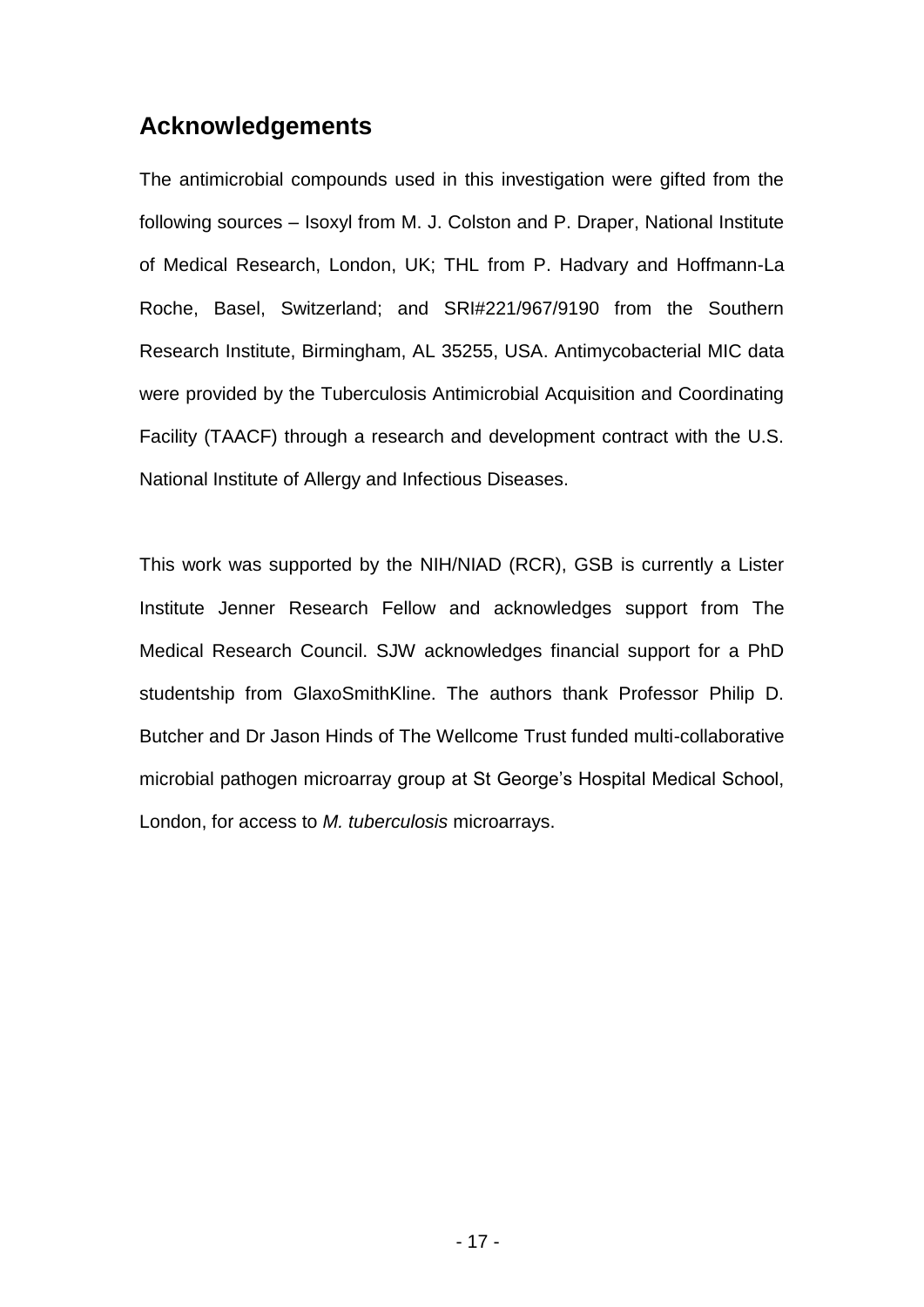## Acknowledgements

The antimicrobial compounds used in this investigation were gifted from the following sources – Isoxyl from M. J. Colston and P. Draper, National Institute of Medical Research, London, UK; THL from P. Hadvary and Hoffmann-La Roche, Basel, Switzerland; and SRI#221/967/9190 from the Southern Research Institute, Birmingham, AL 35255, USA. Antimycobacterial MIC data were provided by the Tuberculosis Antimicrobial Acquisition and Coordinating Facility (TAACF) through a research and development contract with the U.S. National Institute of Allergy and Infectious Diseases.

This work was supported by the NIH/NIAD (RCR), GSB is currently a Lister Institute Jenner Research Fellow and acknowledges support from The Medical Research Council. SJW acknowledges financial support for a PhD studentship from GlaxoSmithKline. The authors thank Professor Philip D. Butcher and Dr Jason Hinds of The Wellcome Trust funded multi-collaborative microbial pathogen microarray group at St George's Hospital Medical School, London, for access to *M. tuberculosis* microarrays.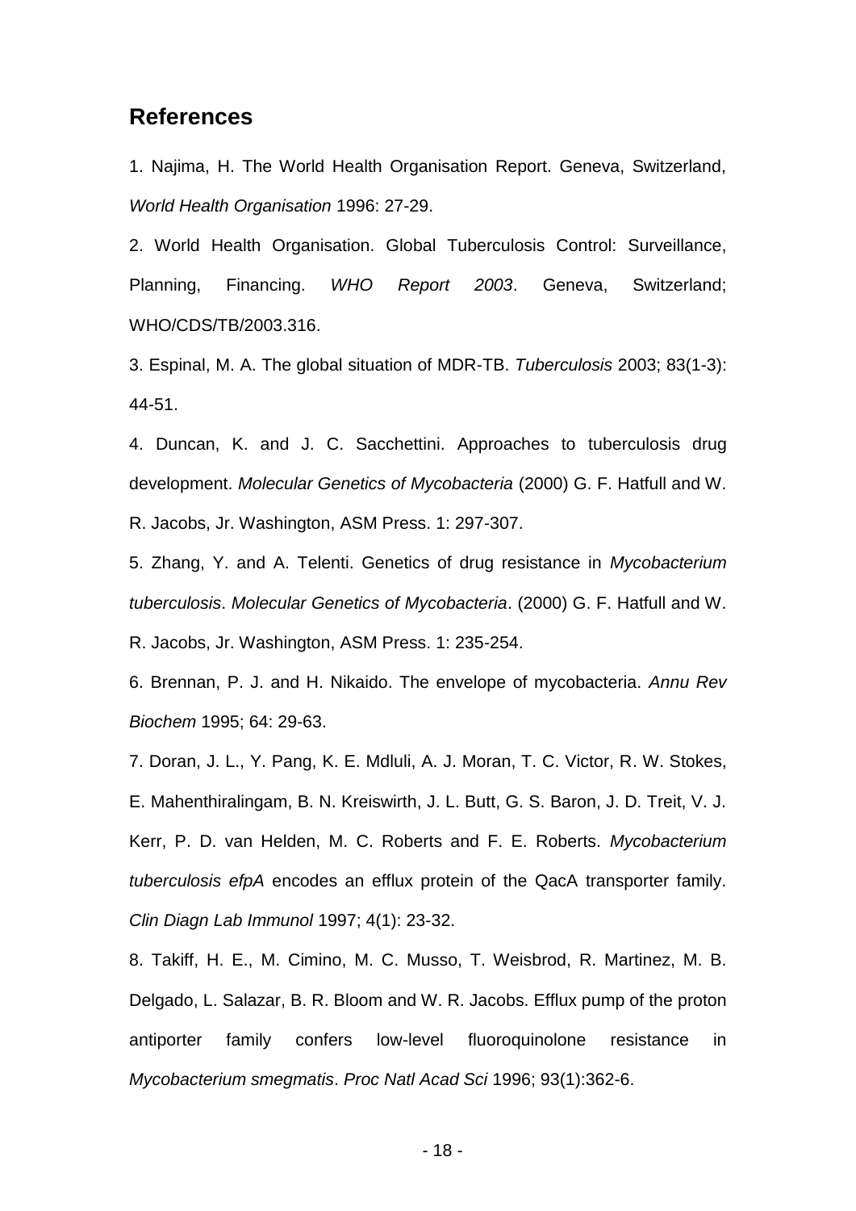## References

1. Najima, H. The World Health Organisation Report. Geneva, Switzerland, *World Health Organisation* 1996: 27-29.

2. World Health Organisation. Global Tuberculosis Control: Surveillance, Planning, Financing. *WHO Report 2003*. Geneva, Switzerland; WHO/CDS/TB/2003.316.

3. Espinal, M. A. The global situation of MDR-TB. *Tuberculosis* 2003; 83(1-3): 44-51.

4. Duncan, K. and J. C. Sacchettini. Approaches to tuberculosis drug development. *Molecular Genetics of Mycobacteria* (2000) G. F. Hatfull and W. R. Jacobs, Jr. Washington, ASM Press. 1: 297-307.

5. Zhang, Y. and A. Telenti. Genetics of drug resistance in *Mycobacterium tuberculosis*. *Molecular Genetics of Mycobacteria*. (2000) G. F. Hatfull and W. R. Jacobs, Jr. Washington, ASM Press. 1: 235-254.

6. Brennan, P. J. and H. Nikaido. The envelope of mycobacteria. *Annu Rev Biochem* 1995; 64: 29-63.

7. Doran, J. L., Y. Pang, K. E. Mdluli, A. J. Moran, T. C. Victor, R. W. Stokes, E. Mahenthiralingam, B. N. Kreiswirth, J. L. Butt, G. S. Baron, J. D. Treit, V. J. Kerr, P. D. van Helden, M. C. Roberts and F. E. Roberts. *Mycobacterium tuberculosis efpA* encodes an efflux protein of the QacA transporter family. *Clin Diagn Lab Immunol* 1997; 4(1): 23-32.

8. Takiff, H. E., M. Cimino, M. C. Musso, T. Weisbrod, R. Martinez, M. B. Delgado, L. Salazar, B. R. Bloom and W. R. Jacobs. Efflux pump of the proton antiporter family confers low-level fluoroquinolone resistance in *Mycobacterium smegmatis*. *Proc Natl Acad Sci* 1996; 93(1):362-6.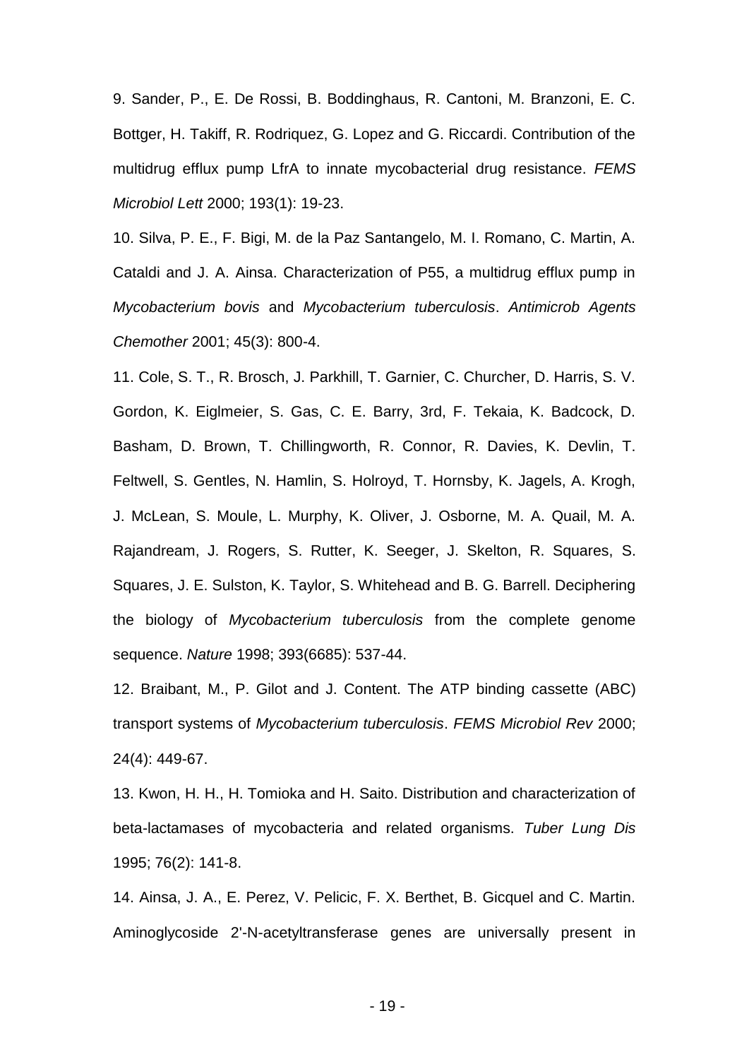9. Sander, P., E. De Rossi, B. Boddinghaus, R. Cantoni, M. Branzoni, E. C. Bottger, H. Takiff, R. Rodriquez, G. Lopez and G. Riccardi. Contribution of the multidrug efflux pump LfrA to innate mycobacterial drug resistance. *FEMS Microbiol Lett* 2000; 193(1): 19-23.

10. Silva, P. E., F. Bigi, M. de la Paz Santangelo, M. I. Romano, C. Martin, A. Cataldi and J. A. Ainsa. Characterization of P55, a multidrug efflux pump in *Mycobacterium bovis* and *Mycobacterium tuberculosis*. *Antimicrob Agents Chemother* 2001; 45(3): 800-4.

11. Cole, S. T., R. Brosch, J. Parkhill, T. Garnier, C. Churcher, D. Harris, S. V. Gordon, K. Eiglmeier, S. Gas, C. E. Barry, 3rd, F. Tekaia, K. Badcock, D. Basham, D. Brown, T. Chillingworth, R. Connor, R. Davies, K. Devlin, T. Feltwell, S. Gentles, N. Hamlin, S. Holroyd, T. Hornsby, K. Jagels, A. Krogh, J. McLean, S. Moule, L. Murphy, K. Oliver, J. Osborne, M. A. Quail, M. A. Rajandream, J. Rogers, S. Rutter, K. Seeger, J. Skelton, R. Squares, S. Squares, J. E. Sulston, K. Taylor, S. Whitehead and B. G. Barrell. Deciphering the biology of *Mycobacterium tuberculosis* from the complete genome sequence. *Nature* 1998; 393(6685): 537-44.

12. Braibant, M., P. Gilot and J. Content. The ATP binding cassette (ABC) transport systems of *Mycobacterium tuberculosis*. *FEMS Microbiol Rev* 2000; 24(4): 449-67.

13. Kwon, H. H., H. Tomioka and H. Saito. Distribution and characterization of beta-lactamases of mycobacteria and related organisms. *Tuber Lung Dis* 1995; 76(2): 141-8.

14. Ainsa, J. A., E. Perez, V. Pelicic, F. X. Berthet, B. Gicquel and C. Martin. Aminoglycoside 2'-N-acetyltransferase genes are universally present in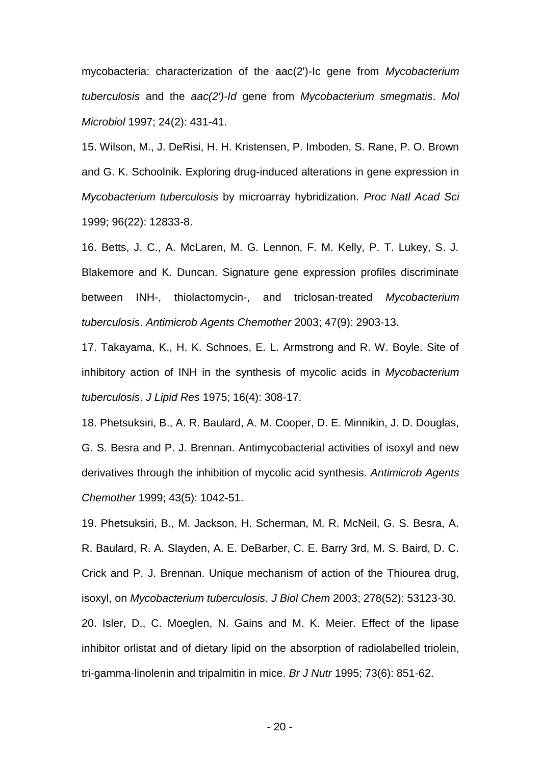mycobacteria: characterization of the aac(2')-Ic gene from *Mycobacterium tuberculosis* and the *aac(2')-Id* gene from *Mycobacterium smegmatis*. *Mol Microbiol* 1997; 24(2): 431-41.

15. Wilson, M., J. DeRisi, H. H. Kristensen, P. Imboden, S. Rane, P. O. Brown and G. K. Schoolnik. Exploring drug-induced alterations in gene expression in *Mycobacterium tuberculosis* by microarray hybridization. *Proc Natl Acad Sci* 1999; 96(22): 12833-8.

16. Betts, J. C., A. McLaren, M. G. Lennon, F. M. Kelly, P. T. Lukey, S. J. Blakemore and K. Duncan. Signature gene expression profiles discriminate between INH-, thiolactomycin-, and triclosan-treated *Mycobacterium tuberculosis*. *Antimicrob Agents Chemother* 2003; 47(9): 2903-13.

17. Takayama, K., H. K. Schnoes, E. L. Armstrong and R. W. Boyle. Site of inhibitory action of INH in the synthesis of mycolic acids in *Mycobacterium tuberculosis*. *J Lipid Res* 1975; 16(4): 308-17.

18. Phetsuksiri, B., A. R. Baulard, A. M. Cooper, D. E. Minnikin, J. D. Douglas, G. S. Besra and P. J. Brennan. Antimycobacterial activities of isoxyl and new derivatives through the inhibition of mycolic acid synthesis. *Antimicrob Agents Chemother* 1999; 43(5): 1042-51.

19. Phetsuksiri, B., M. Jackson, H. Scherman, M. R. McNeil, G. S. Besra, A. R. Baulard, R. A. Slayden, A. E. DeBarber, C. E. Barry 3rd, M. S. Baird, D. C. Crick and P. J. Brennan. Unique mechanism of action of the Thiourea drug, isoxyl, on *Mycobacterium tuberculosis*. *J Biol Chem* 2003; 278(52): 53123-30.

20. Isler, D., C. Moeglen, N. Gains and M. K. Meier. Effect of the lipase inhibitor orlistat and of dietary lipid on the absorption of radiolabelled triolein, tri-gamma-linolenin and tripalmitin in mice. *Br J Nutr* 1995; 73(6): 851-62.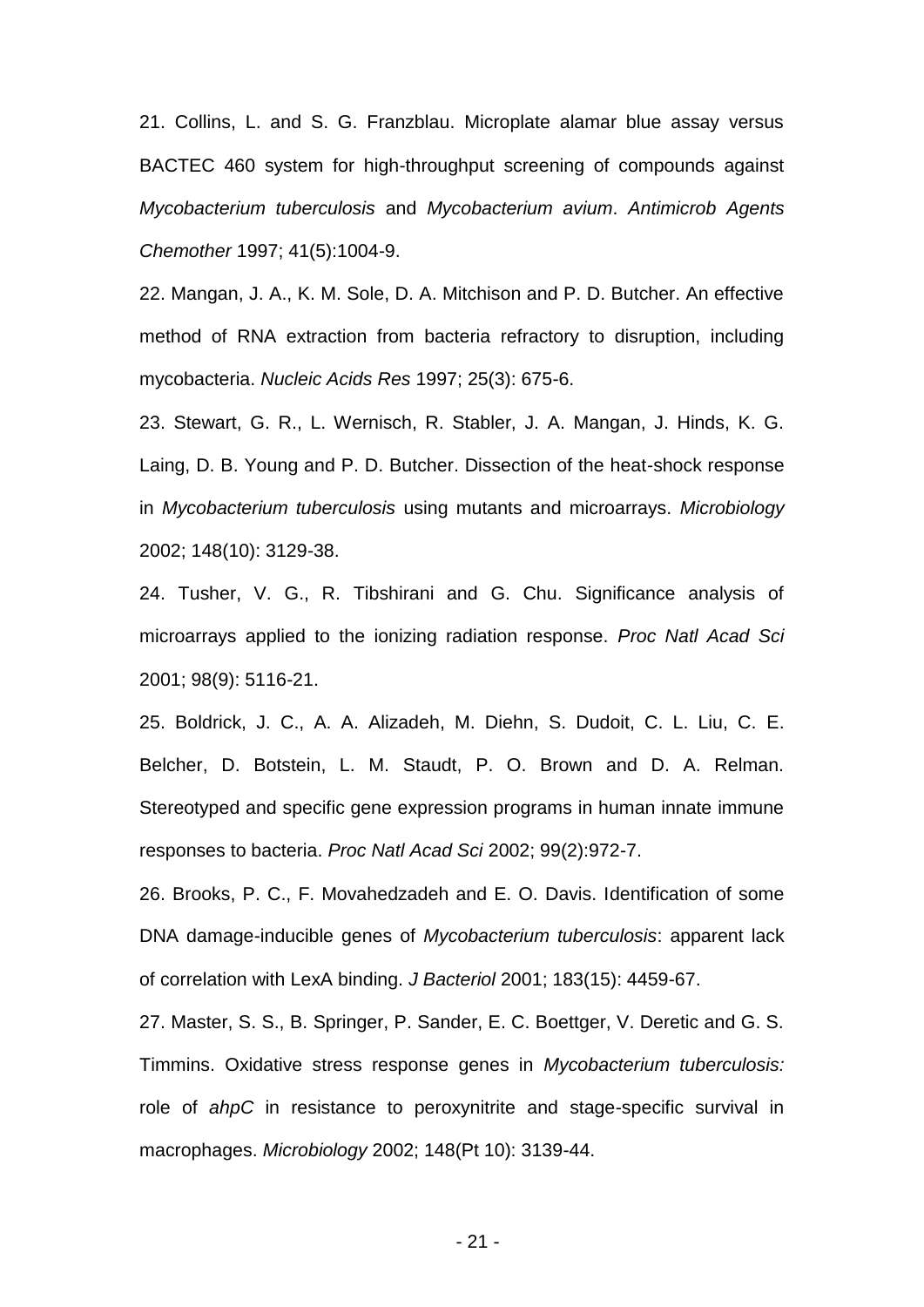21. Collins, L. and S. G. Franzblau. Microplate alamar blue assay versus BACTEC 460 system for high-throughput screening of compounds against *Mycobacterium tuberculosis* and *Mycobacterium avium*. *Antimicrob Agents Chemother* 1997; 41(5):1004-9.

22. Mangan, J. A., K. M. Sole, D. A. Mitchison and P. D. Butcher. An effective method of RNA extraction from bacteria refractory to disruption, including mycobacteria. *Nucleic Acids Res* 1997; 25(3): 675-6.

23. Stewart, G. R., L. Wernisch, R. Stabler, J. A. Mangan, J. Hinds, K. G. Laing, D. B. Young and P. D. Butcher. Dissection of the heat-shock response in *Mycobacterium tuberculosis* using mutants and microarrays. *Microbiology* 2002; 148(10): 3129-38.

24. Tusher, V. G., R. Tibshirani and G. Chu. Significance analysis of microarrays applied to the ionizing radiation response. *Proc Natl Acad Sci* 2001; 98(9): 5116-21.

25. Boldrick, J. C., A. A. Alizadeh, M. Diehn, S. Dudoit, C. L. Liu, C. E. Belcher, D. Botstein, L. M. Staudt, P. O. Brown and D. A. Relman. Stereotyped and specific gene expression programs in human innate immune responses to bacteria. *Proc Natl Acad Sci* 2002; 99(2):972-7.

26. Brooks, P. C., F. Movahedzadeh and E. O. Davis. Identification of some DNA damage-inducible genes of *Mycobacterium tuberculosis*: apparent lack of correlation with LexA binding. *J Bacteriol* 2001; 183(15): 4459-67.

27. Master, S. S., B. Springer, P. Sander, E. C. Boettger, V. Deretic and G. S. Timmins. Oxidative stress response genes in *Mycobacterium tuberculosis:* role of *ahpC* in resistance to peroxynitrite and stage-specific survival in macrophages. *Microbiology* 2002; 148(Pt 10): 3139-44.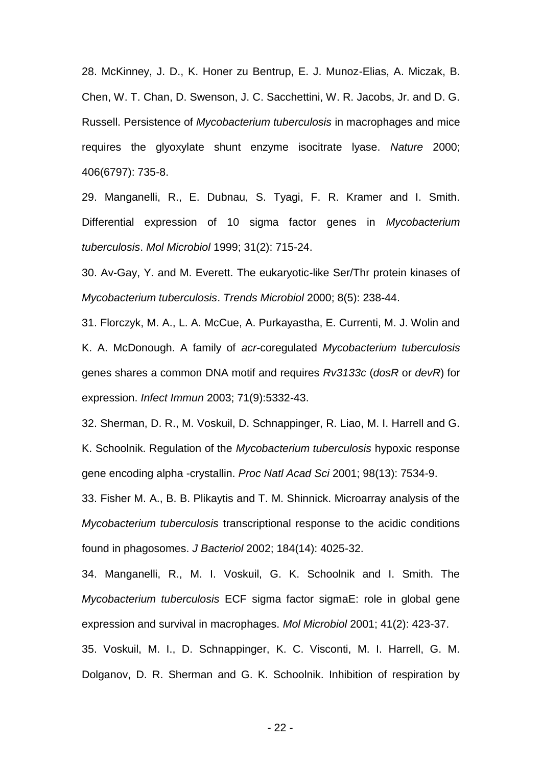28. McKinney, J. D., K. Honer zu Bentrup, E. J. Munoz-Elias, A. Miczak, B. Chen, W. T. Chan, D. Swenson, J. C. Sacchettini, W. R. Jacobs, Jr. and D. G. Russell. Persistence of *Mycobacterium tuberculosis* in macrophages and mice requires the glyoxylate shunt enzyme isocitrate lyase. *Nature* 2000; 406(6797): 735-8.

29. Manganelli, R., E. Dubnau, S. Tyagi, F. R. Kramer and I. Smith. Differential expression of 10 sigma factor genes in *Mycobacterium tuberculosis*. *Mol Microbiol* 1999; 31(2): 715-24.

30. Av-Gay, Y. and M. Everett. The eukaryotic-like Ser/Thr protein kinases of *Mycobacterium tuberculosis*. *Trends Microbiol* 2000; 8(5): 238-44.

31. Florczyk, M. A., L. A. McCue, A. Purkayastha, E. Currenti, M. J. Wolin and K. A. McDonough. A family of *acr*-coregulated *Mycobacterium tuberculosis* genes shares a common DNA motif and requires *Rv3133c* (*dosR* or *devR*) for expression. *Infect Immun* 2003; 71(9):5332-43.

32. Sherman, D. R., M. Voskuil, D. Schnappinger, R. Liao, M. I. Harrell and G. K. Schoolnik. Regulation of the *Mycobacterium tuberculosis* hypoxic response gene encoding alpha -crystallin. *Proc Natl Acad Sci* 2001; 98(13): 7534-9.

33. Fisher M. A., B. B. Plikaytis and T. M. Shinnick. Microarray analysis of the *Mycobacterium tuberculosis* transcriptional response to the acidic conditions found in phagosomes. *J Bacteriol* 2002; 184(14): 4025-32.

34. Manganelli, R., M. I. Voskuil, G. K. Schoolnik and I. Smith. The *Mycobacterium tuberculosis* ECF sigma factor sigmaE: role in global gene expression and survival in macrophages. *Mol Microbiol* 2001; 41(2): 423-37.

35. Voskuil, M. I., D. Schnappinger, K. C. Visconti, M. I. Harrell, G. M. Dolganov, D. R. Sherman and G. K. Schoolnik. Inhibition of respiration by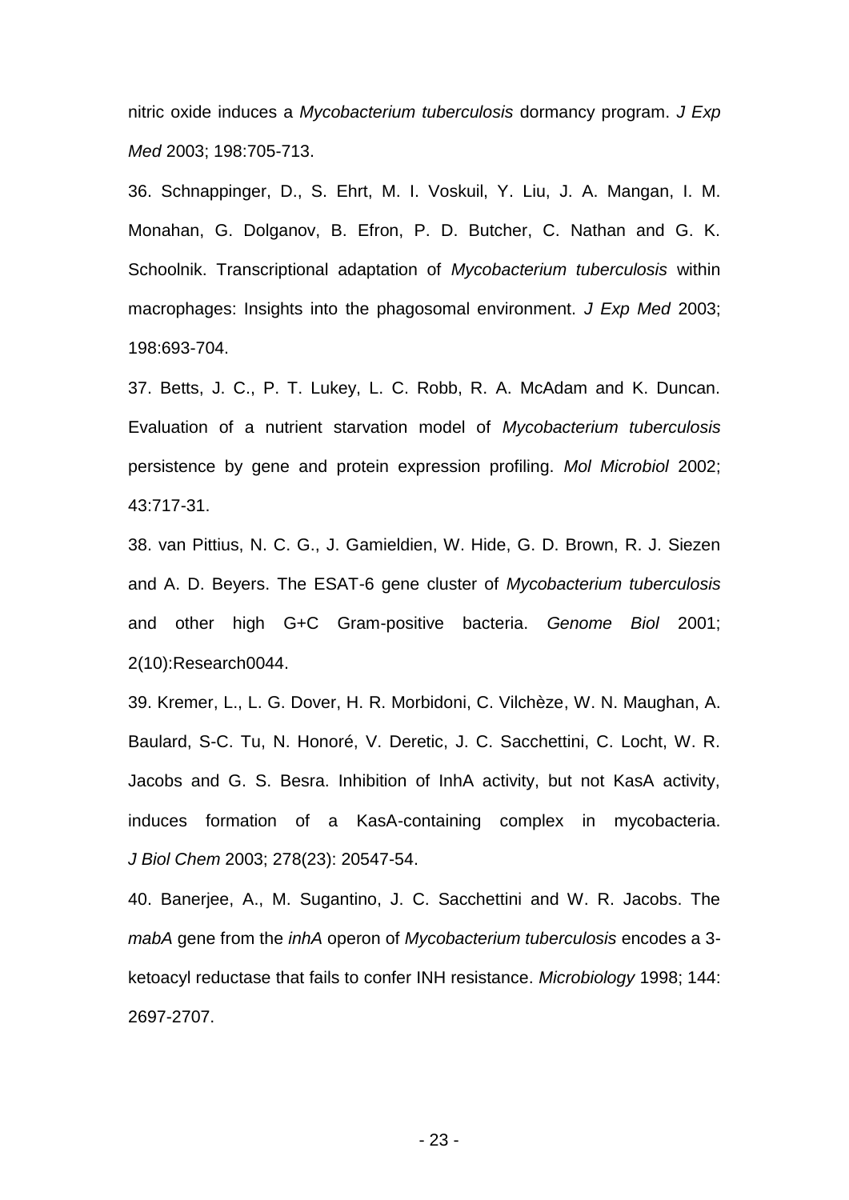nitric oxide induces a *Mycobacterium tuberculosis* dormancy program. *J Exp Med* 2003; 198:705-713.

36. Schnappinger, D., S. Ehrt, M. I. Voskuil, Y. Liu, J. A. Mangan, I. M. Monahan, G. Dolganov, B. Efron, P. D. Butcher, C. Nathan and G. K. Schoolnik. Transcriptional adaptation of *Mycobacterium tuberculosis* within macrophages: Insights into the phagosomal environment. *J Exp Med* 2003; 198:693-704.

37. Betts, J. C., P. T. Lukey, L. C. Robb, R. A. McAdam and K. Duncan. Evaluation of a nutrient starvation model of *Mycobacterium tuberculosis* persistence by gene and protein expression profiling. *Mol Microbiol* 2002; 43:717-31.

38. van Pittius, N. C. G., J. Gamieldien, W. Hide, G. D. Brown, R. J. Siezen and A. D. Beyers. The ESAT-6 gene cluster of *Mycobacterium tuberculosis* and other high G+C Gram-positive bacteria. *Genome Biol* 2001; 2(10):Research0044.

39. Kremer, L., L. G. Dover, H. R. Morbidoni, C. Vilchèze, W. N. Maughan, A. Baulard, S-C. Tu, N. Honoré, V. Deretic, J. C. Sacchettini, C. Locht, W. R. Jacobs and G. S. Besra. Inhibition of InhA activity, but not KasA activity, induces formation of a KasA-containing complex in mycobacteria. *J Biol Chem* 2003; 278(23): 20547-54.

40. Banerjee, A., M. Sugantino, J. C. Sacchettini and W. R. Jacobs. The *mabA* gene from the *inhA* operon of *Mycobacterium tuberculosis* encodes a 3-ketoacyl reductase that fails to confer INH resistance. *Microbiology* 1998; 144: 2697-2707.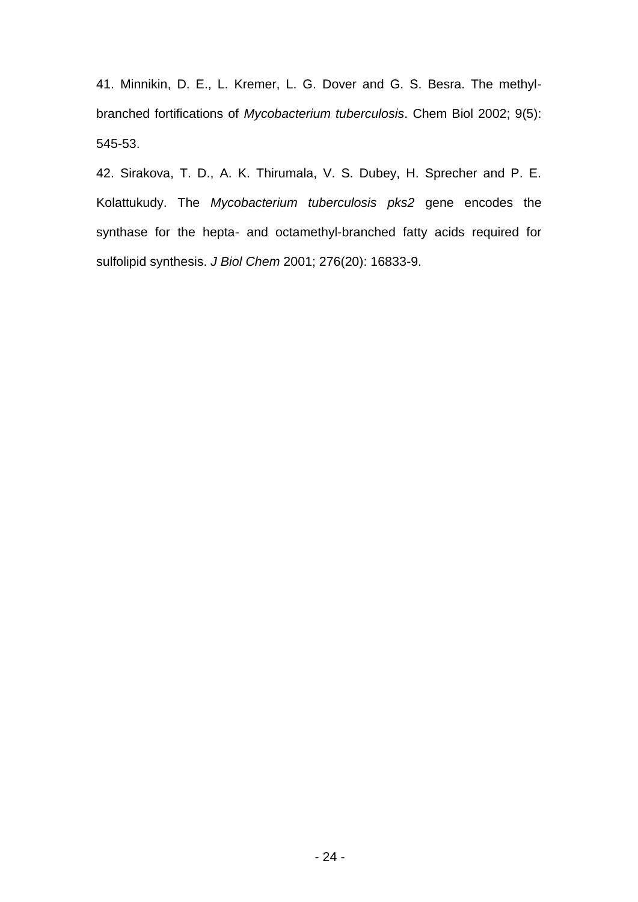41. Minnikin, D. E., L. Kremer, L. G. Dover and G. S. Besra. The methyl-branched fortifications of *Mycobacterium tuberculosis*. Chem Biol 2002; 9(5): 545-53.

42. Sirakova, T. D., A. K. Thirumala, V. S. Dubey, H. Sprecher and P. E. Kolattukudy. The *Mycobacterium tuberculosis pks2* gene encodes the synthase for the hepta- and octamethyl-branched fatty acids required for sulfolipid synthesis. *J Biol Chem* 2001; 276(20): 16833-9.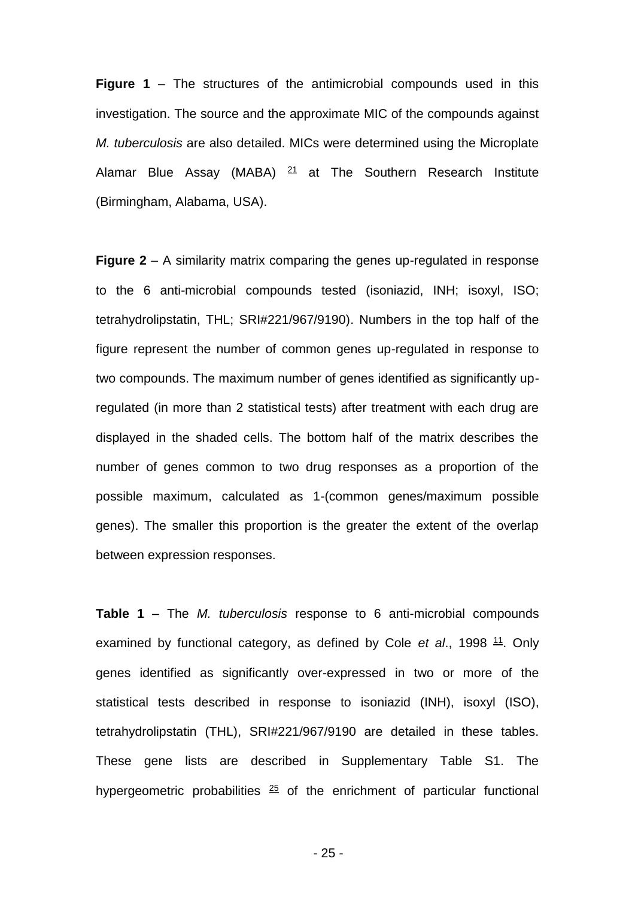**Figure 1** – The structures of the antimicrobial compounds used in this investigation. The source and the approximate MIC of the compounds against *M. tuberculosis* are also detailed. MICs were determined using the Microplate Alamar Blue Assay (MABA) [21] at The Southern Research Institute (Birmingham, Alabama, USA).

**Figure 2** – A similarity matrix comparing the genes up-regulated in response to the 6 anti-microbial compounds tested (isoniazid, INH; isoxyl, ISO; tetrahydrolipstatin, THL; SRI#221/967/9190). Numbers in the top half of the figure represent the number of common genes up-regulated in response to two compounds. The maximum number of genes identified as significantly up-regulated (in more than 2 statistical tests) after treatment with each drug are displayed in the shaded cells. The bottom half of the matrix describes the number of genes common to two drug responses as a proportion of the possible maximum, calculated as 1-(common genes/maximum possible genes). The smaller this proportion is the greater the extent of the overlap between expression responses.

**Table 1** – The *M. tuberculosis* response to 6 anti-microbial compounds examined by functional category, as defined by Cole *et al*., 1998 [11]. Only genes identified as significantly over-expressed in two or more of the statistical tests described in response to isoniazid (INH), isoxyl (ISO), tetrahydrolipstatin (THL), SRI#221/967/9190 are detailed in these tables. These gene lists are described in Supplementary Table S1. The hypergeometric probabilities [25] of the enrichment of particular functional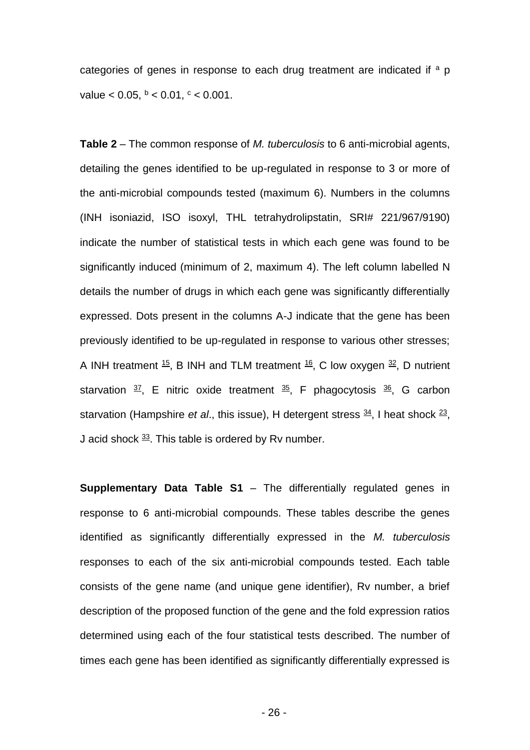categories of genes in response to each drug treatment are indicated if [a] p value < 0.05, [b] < 0.01, [c] < 0.001.

**Table 2** – The common response of *M. tuberculosis* to 6 anti-microbial agents, detailing the genes identified to be up-regulated in response to 3 or more of the anti-microbial compounds tested (maximum 6). Numbers in the columns (INH isoniazid, ISO isoxyl, THL tetrahydrolipstatin, SRI# 221/967/9190) indicate the number of statistical tests in which each gene was found to be significantly induced (minimum of 2, maximum 4). The left column labelled N details the number of drugs in which each gene was significantly differentially expressed. Dots present in the columns A-J indicate that the gene has been previously identified to be up-regulated in response to various other stresses; A INH treatment [15], B INH and TLM treatment [16], C low oxygen [32], D nutrient starvation [37], E nitric oxide treatment [35], F phagocytosis [36], G carbon starvation (Hampshire *et al*., this issue), H detergent stress [34], I heat shock [23], J acid shock [33]. This table is ordered by Rv number.

**Supplementary Data Table S1** – The differentially regulated genes in response to 6 anti-microbial compounds. These tables describe the genes identified as significantly differentially expressed in the *M. tuberculosis* responses to each of the six anti-microbial compounds tested. Each table consists of the gene name (and unique gene identifier), Rv number, a brief description of the proposed function of the gene and the fold expression ratios determined using each of the four statistical tests described. The number of times each gene has been identified as significantly differentially expressed is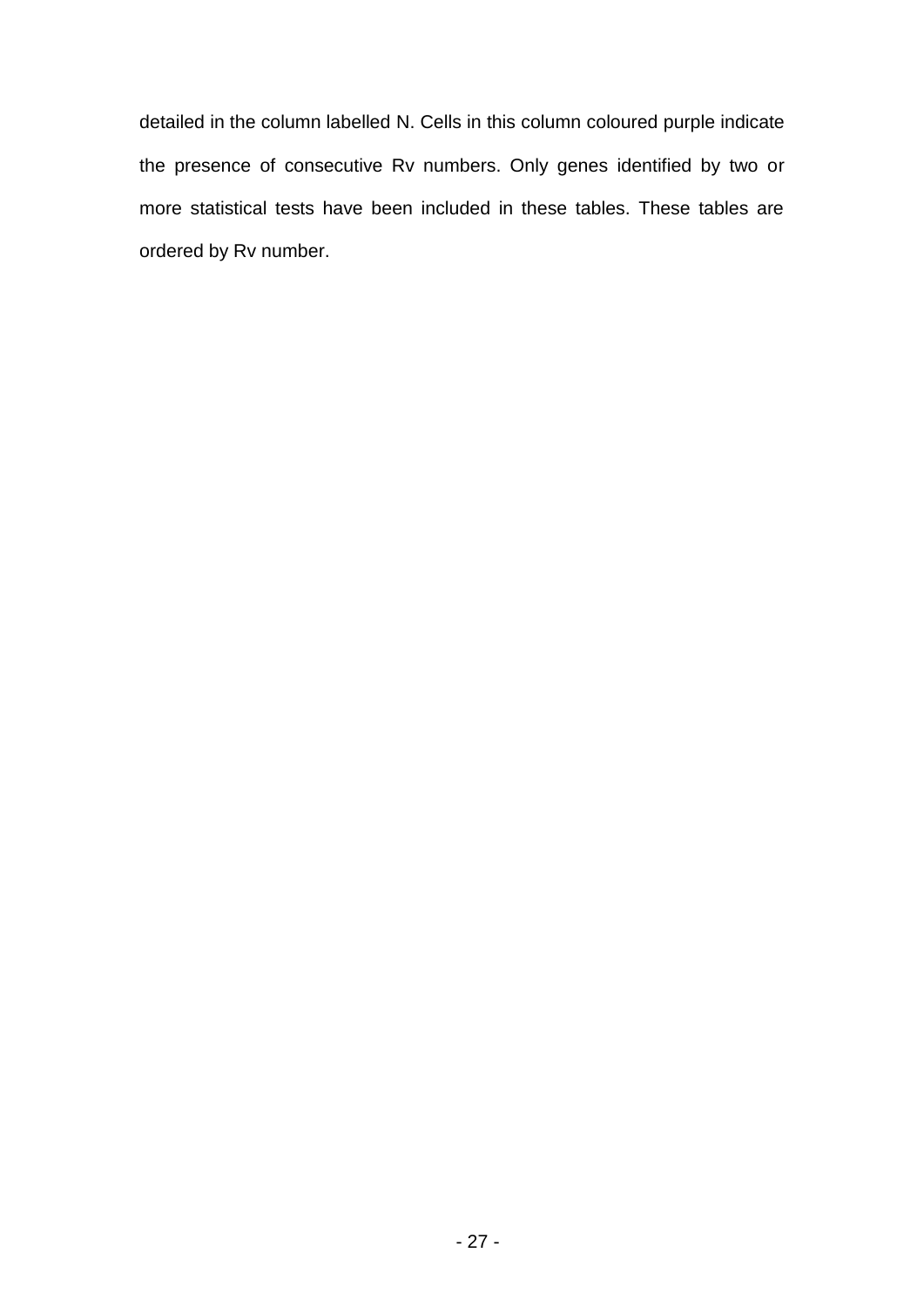detailed in the column labelled N. Cells in this column coloured purple indicate the presence of consecutive Rv numbers. Only genes identified by two or more statistical tests have been included in these tables. These tables are ordered by Rv number.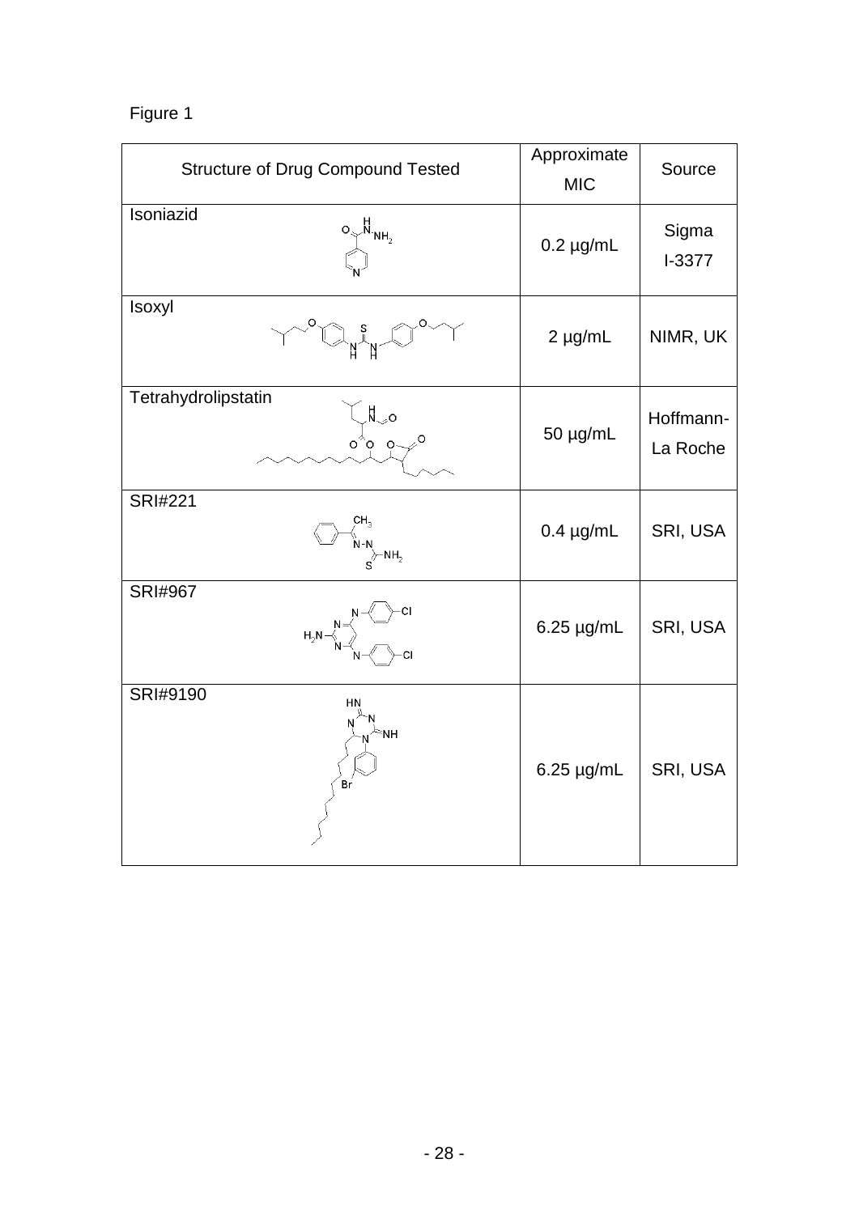Figure 1

| Structure of Drug Compound Tested | Approximate MIC | Source |
|---|---|---|
| Isoniazid | 0.2 µg/mL | Sigma I-3377 |
| Isoxyl | 2 µg/mL | NIMR, UK |
| Tetrahydrolipstatin | 50 µg/mL | Hoffmann-La Roche |
| SRI#221 | 0.4 µg/mL | SRI, USA |
| SRI#967 | 6.25 µg/mL | SRI, USA |
| SRI#9190 | 6.25 µg/mL | SRI, USA |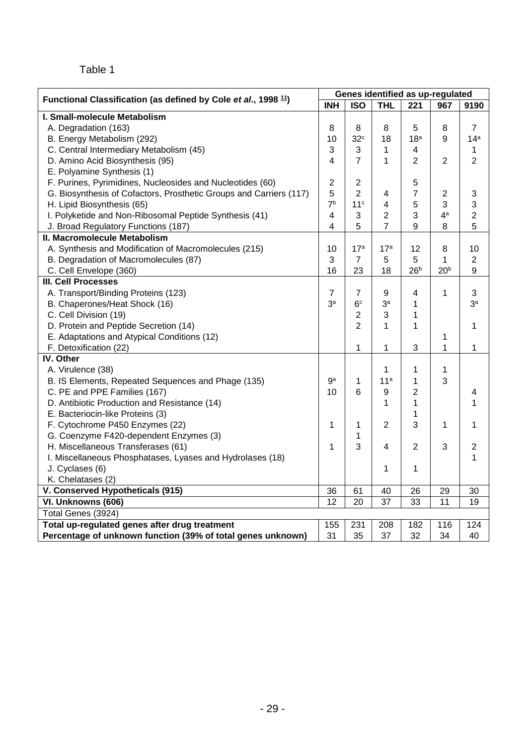Table 1

| Functional Classification (as defined by Cole *et al*., 1998 [11]) | Genes identified as up-regulated | | | | | |
|---|---|---|---|---|---|---|
| | **INH** | **ISO** | **THL** | **221** | **967** | **9190** |
| **I. Small-molecule Metabolism** | | | | | | |
| A. Degradation (163) | 8 | 8 | 8 | 5 | 8 | 7 |
| B. Energy Metabolism (292) | 10 | 32[c] | 18 | 18[a] | 9 | 14[a] |
| C. Central Intermediary Metabolism (45) | 3 | 3 | 1 | 4 | | 1 |
| D. Amino Acid Biosynthesis (95) | 4 | 7 | 1 | 2 | 2 | 2 |
| E. Polyamine Synthesis (1) | | | | | | |
| F. Purines, Pyrimidines, Nucleosides and Nucleotides (60) | 2 | 2 | | 5 | | |
| G. Biosynthesis of Cofactors, Prosthetic Groups and Carriers (117) | 5 | 2 | 4 | 7 | 2 | 3 |
| H. Lipid Biosynthesis (65) | 7[b] | 11[c] | 4 | 5 | 3 | 3 |
| I. Polyketide and Non-Ribosomal Peptide Synthesis (41) | 4 | 3 | 2 | 3 | 4[a] | 2 |
| J. Broad Regulatory Functions (187) | 4 | 5 | 7 | 9 | 8 | 5 |
| **II. Macromolecule Metabolism** | | | | | | |
| A. Synthesis and Modification of Macromolecules (215) | 10 | 17[a] | 17[a] | 12 | 8 | 10 |
| B. Degradation of Macromolecules (87) | 3 | 7 | 5 | 5 | 1 | 2 |
| C. Cell Envelope (360) | 16 | 23 | 18 | 26[b] | 20[b] | 9 |
| **III. Cell Processes** | | | | | | |
| A. Transport/Binding Proteins (123) | 7 | 7 | 9 | 4 | 1 | 3 |
| B. Chaperones/Heat Shock (16) | 3[a] | 6[c] | 3[a] | 1 | | 3[a] |
| C. Cell Division (19) | | 2 | 3 | 1 | | |
| D. Protein and Peptide Secretion (14) | | 2 | 1 | 1 | | 1 |
| E. Adaptations and Atypical Conditions (12) | | | | | 1 | |
| F. Detoxification (22) | | 1 | 1 | 3 | 1 | 1 |
| **IV. Other** | | | | | | |
| A. Virulence (38) | | | 1 | 1 | 1 | |
| B. IS Elements, Repeated Sequences and Phage (135) | 9[a] | 1 | 11[a] | 1 | 3 | |
| C. PE and PPE Families (167) | 10 | 6 | 9 | 2 | | 4 |
| D. Antibiotic Production and Resistance (14) | | | 1 | 1 | | 1 |
| E. Bacteriocin-like Proteins (3) | | | | 1 | | |
| F. Cytochrome P450 Enzymes (22) | 1 | 1 | 2 | 3 | 1 | 1 |
| G. Coenzyme F420-dependent Enzymes (3) | | 1 | | | | |
| H. Miscellaneous Transferases (61) | 1 | 3 | 4 | 2 | 3 | 2 |
| I. Miscellaneous Phosphatases, Lyases and Hydrolases (18) | | | | | | 1 |
| J. Cyclases (6) | | | 1 | 1 | | |
| K. Chelatases (2) | | | | | | |
| **V. Conserved Hypotheticals (915)** | 36 | 61 | 40 | 26 | 29 | 30 |
| **VI. Unknowns (606)** | 12 | 20 | 37 | 33 | 11 | 19 |
| Total Genes (3924) | | | | | | |
| **Total up-regulated genes after drug treatment** | 155 | 231 | 208 | 182 | 116 | 124 |
| **Percentage of unknown function (39% of total genes unknown)** | 31 | 35 | 37 | 32 | 34 | 40 |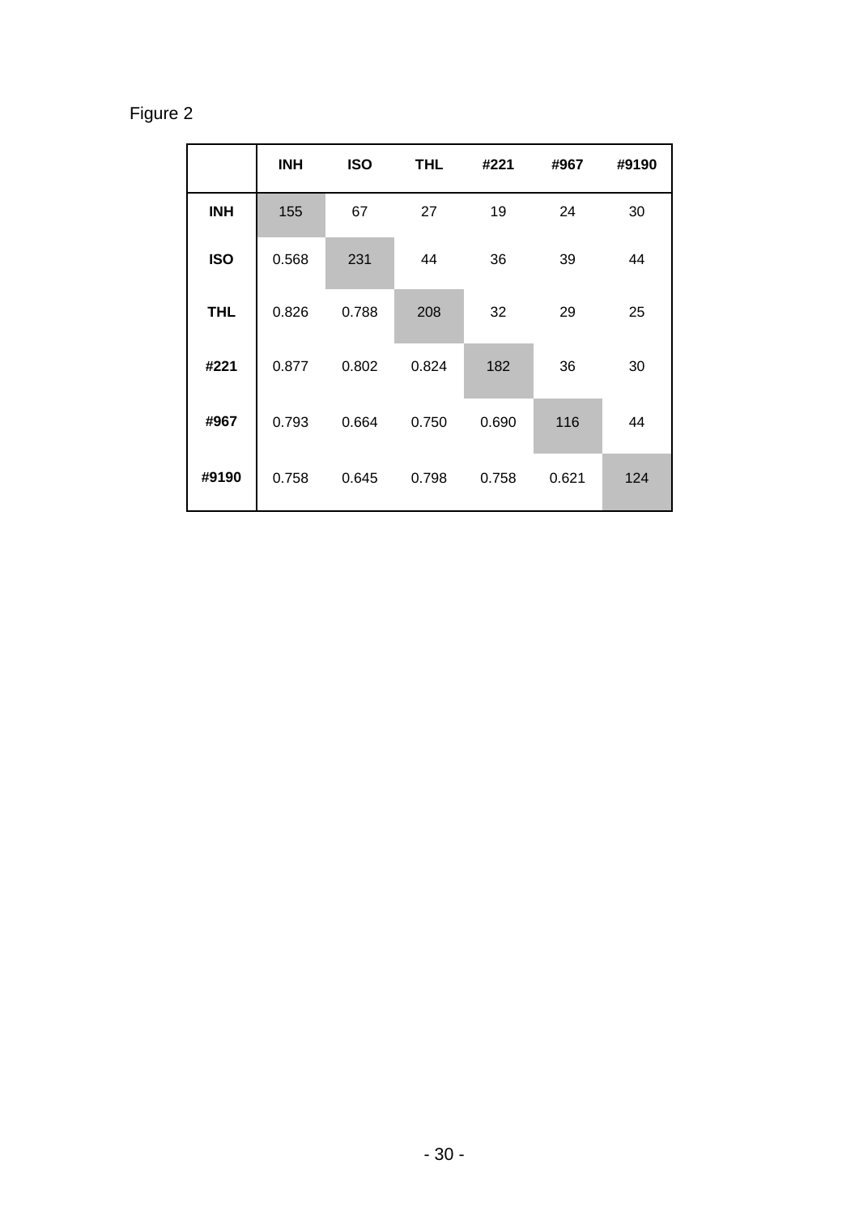Figure 2

| | INH | ISO | THL | #221 | #967 | #9190 |
|---|---|---|---|---|---|---|
| **INH** | 155 | 67 | 27 | 19 | 24 | 30 |
| **ISO** | 0.568 | 231 | 44 | 36 | 39 | 44 |
| **THL** | 0.826 | 0.788 | 208 | 32 | 29 | 25 |
| **#221** | 0.877 | 0.802 | 0.824 | 182 | 36 | 30 |
| **#967** | 0.793 | 0.664 | 0.750 | 0.690 | 116 | 44 |
| **#9190** | 0.758 | 0.645 | 0.798 | 0.758 | 0.621 | 124 |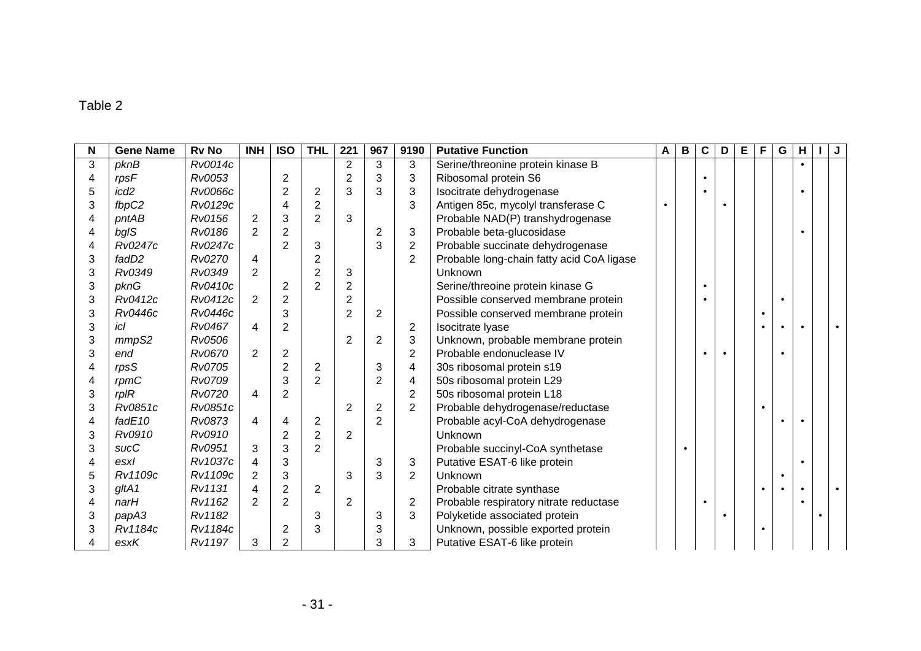Table 2

| N | Gene Name | Rv No | INH | ISO | THL | 221 | 967 | 9190 | Putative Function | A | B | C | D | E | F | G | H | I | J |
|---|---|---|---|---|---|---|---|---|---|---|---|---|---|---|---|---|---|---|---|
| 3 | *pknB* | *Rv0014c* | | | | 2 | 3 | 3 | Serine/threonine protein kinase B | | | | | | | | • | | |
| 4 | *rpsF* | *Rv0053* | | 2 | | 2 | 3 | 3 | Ribosomal protein S6 | | | • | | | | | | | |
| 5 | *icd2* | *Rv0066c* | | 2 | 2 | 3 | 3 | 3 | Isocitrate dehydrogenase | | | • | | | | | • | | |
| 3 | *fbpC2* | *Rv0129c* | | 4 | 2 | | | 3 | Antigen 85c, mycolyl transferase C | • | | | • | | | | | | |
| 4 | *pntAB* | *Rv0156* | 2 | 3 | 2 | 3 | | | Probable NAD(P) transhydrogenase | | | | | | | | | | |
| 4 | *bglS* | *Rv0186* | 2 | 2 | | | 2 | 3 | Probable beta-glucosidase | | | | | | | | • | | |
| 4 | *Rv0247c* | *Rv0247c* | | 2 | 3 | | 3 | 2 | Probable succinate dehydrogenase | | | | | | | | | | |
| 3 | *fadD2* | *Rv0270* | 4 | | 2 | | | 2 | Probable long-chain fatty acid CoA ligase | | | | | | | | | | |
| 3 | *Rv0349* | *Rv0349* | 2 | | 2 | 3 | | | Unknown | | | | | | | | | | |
| 3 | *pknG* | *Rv0410c* | | 2 | 2 | 2 | | | Serine/threoine protein kinase G | | | • | | | | | | | |
| 3 | *Rv0412c* | *Rv0412c* | 2 | 2 | | 2 | | | Possible conserved membrane protein | | | • | | | | • | | | |
| 3 | *Rv0446c* | *Rv0446c* | | 3 | | 2 | 2 | | Possible conserved membrane protein | | | | | | • | | | | |
| 3 | *icl* | *Rv0467* | 4 | 2 | | | | 2 | Isocitrate lyase | | | | | | • | • | • | | • |
| 3 | *mmpS2* | *Rv0506* | | | | 2 | 2 | 3 | Unknown, probable membrane protein | | | | | | | | | | |
| 3 | *end* | *Rv0670* | 2 | 2 | | | | 2 | Probable endonuclease IV | | | • | • | | | • | | | |
| 4 | *rpsS* | *Rv0705* | | 2 | 2 | | 3 | 4 | 30s ribosomal protein s19 | | | | | | | | | | |
| 4 | *rpmC* | *Rv0709* | | 3 | 2 | | 2 | 4 | 50s ribosomal protein L29 | | | | | | | | | | |
| 3 | *rplR* | *Rv0720* | 4 | 2 | | | | 2 | 50s ribosomal protein L18 | | | | | | | | | | |
| 3 | *Rv0851c* | *Rv0851c* | | | | 2 | 2 | 2 | Probable dehydrogenase/reductase | | | | | | • | | | | |
| 4 | *fadE10* | *Rv0873* | 4 | 4 | 2 | | 2 | | Probable acyl-CoA dehydrogenase | | | | | | | • | • | | |
| 3 | *Rv0910* | *Rv0910* | | 2 | 2 | 2 | | | Unknown | | | | | | | | | | |
| 3 | *sucC* | *Rv0951* | 3 | 3 | 2 | | | | Probable succinyl-CoA synthetase | | • | | | | | | | | |
| 4 | *esxI* | *Rv1037c* | 4 | 3 | | | 3 | 3 | Putative ESAT-6 like protein | | | | | | | | • | | |
| 5 | *Rv1109c* | *Rv1109c* | 2 | 3 | | 3 | 3 | 2 | Unknown | | | | | | | • | | | |
| 3 | *gltA1* | *Rv1131* | 4 | 2 | 2 | | | | Probable citrate synthase | | | | | | • | • | • | | • |
| 4 | *narH* | *Rv1162* | 2 | 2 | | 2 | | 2 | Probable respiratory nitrate reductase | | | • | | | | | • | | |
| 3 | *papA3* | *Rv1182* | | | 3 | | 3 | 3 | Polyketide associated protein | | | | • | | | | | • | |
| 3 | *Rv1184c* | *Rv1184c* | | 2 | 3 | | 3 | | Unknown, possible exported protein | | | | | | • | | | | |
| 4 | *esxK* | *Rv1197* | 3 | 2 | | | 3 | 3 | Putative ESAT-6 like protein | | | | | | | | | | |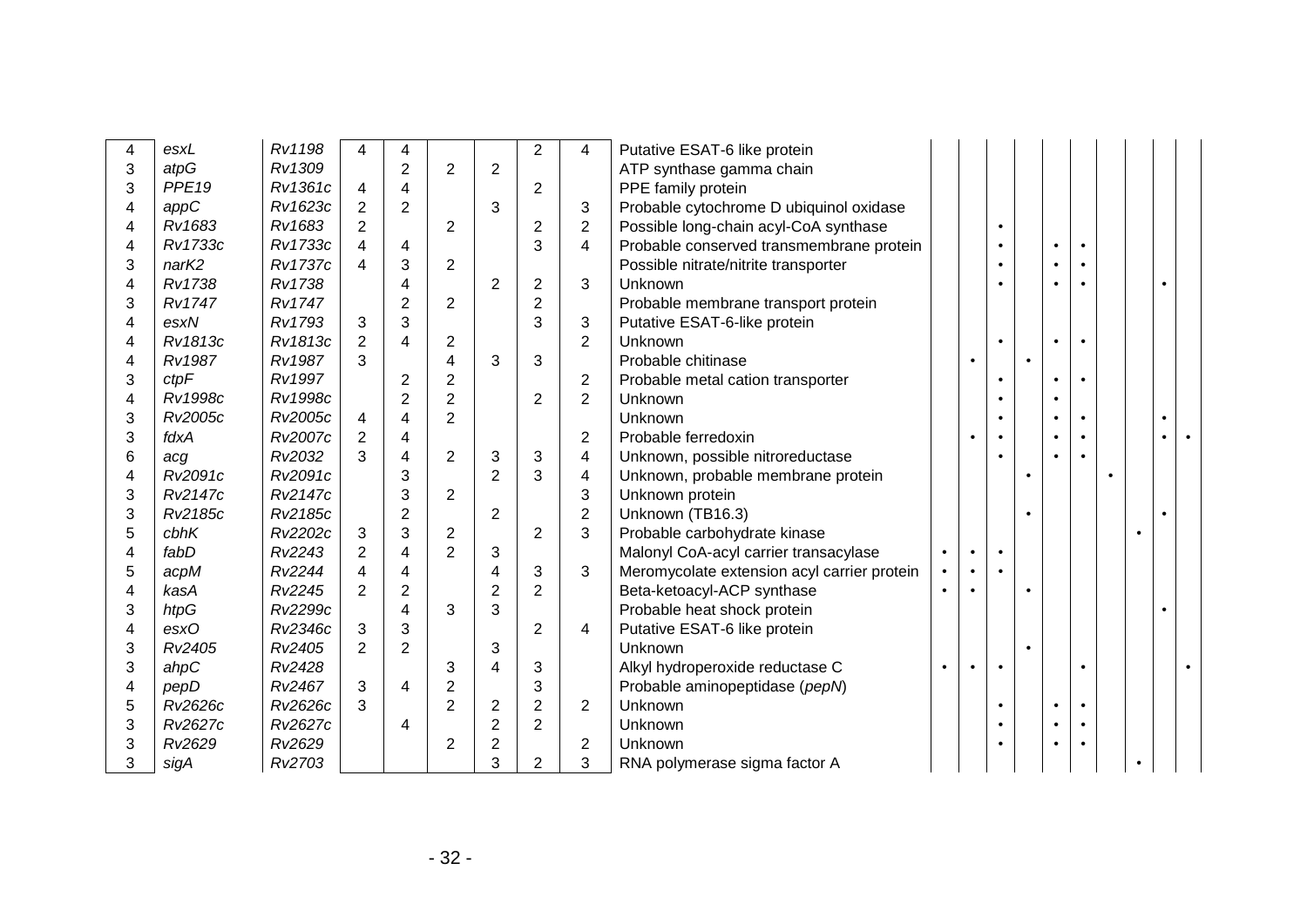| | | | | | | | | | | | | | | | | | | | |
|---|---|---|---|---|---|---|---|---|---|---|---|---|---|---|---|---|---|---|---|
| 4 | *esxL* | *Rv1198* | 4 | 4 | | | 2 | 4 | Putative ESAT-6 like protein | | | | | | | | | | |
| 3 | *atpG* | *Rv1309* | | 2 | 2 | 2 | | | ATP synthase gamma chain | | | | | | | | | | |
| 3 | *PPE19* | *Rv1361c* | 4 | 4 | | | 2 | | PPE family protein | | | | | | | | | | |
| 4 | *appC* | *Rv1623c* | 2 | 2 | | 3 | | 3 | Probable cytochrome D ubiquinol oxidase | | | | | | | | | | |
| 4 | *Rv1683* | *Rv1683* | 2 | | 2 | | 2 | 2 | Possible long-chain acyl-CoA synthase | | | • | | | | | | | |
| 4 | *Rv1733c* | *Rv1733c* | 4 | 4 | | | 3 | 4 | Probable conserved transmembrane protein | | | • | | • | • | | | | |
| 3 | *narK2* | *Rv1737c* | 4 | 3 | 2 | | | | Possible nitrate/nitrite transporter | | | • | | • | • | | | | |
| 4 | *Rv1738* | *Rv1738* | | 4 | | 2 | 2 | 3 | Unknown | | | • | | • | • | | | • | |
| 3 | *Rv1747* | *Rv1747* | | 2 | 2 | | 2 | | Probable membrane transport protein | | | | | | | | | | |
| 4 | *esxN* | *Rv1793* | 3 | 3 | | | 3 | 3 | Putative ESAT-6-like protein | | | | | | | | | | |
| 4 | *Rv1813c* | *Rv1813c* | 2 | 4 | 2 | | | 2 | Unknown | | | • | | • | • | | | | |
| 4 | *Rv1987* | *Rv1987* | 3 | | 4 | 3 | 3 | | Probable chitinase | | • | | • | | | | | | |
| 3 | *ctpF* | *Rv1997* | | 2 | 2 | | | 2 | Probable metal cation transporter | | | • | | • | • | | | | |
| 4 | *Rv1998c* | *Rv1998c* | | 2 | 2 | | 2 | 2 | Unknown | | | • | | • | | | | | |
| 3 | *Rv2005c* | *Rv2005c* | 4 | 4 | 2 | | | | Unknown | | | • | | • | • | | | • | |
| 3 | *fdxA* | *Rv2007c* | 2 | 4 | | | | 2 | Probable ferredoxin | | • | • | | • | • | | | • | • |
| 6 | *acg* | *Rv2032* | 3 | 4 | 2 | 3 | 3 | 4 | Unknown, possible nitroreductase | | | • | | • | • | | | | |
| 4 | *Rv2091c* | *Rv2091c* | | 3 | | 2 | 3 | 4 | Unknown, probable membrane protein | | | | • | | | • | | | |
| 3 | *Rv2147c* | *Rv2147c* | | 3 | 2 | | | 3 | Unknown protein | | | | | | | | | | |
| 3 | *Rv2185c* | *Rv2185c* | | 2 | | 2 | | 2 | Unknown (TB16.3) | | | | • | | | | | • | |
| 5 | *cbhK* | *Rv2202c* | 3 | 3 | 2 | | 2 | 3 | Probable carbohydrate kinase | | | | | | | | • | | |
| 4 | *fabD* | *Rv2243* | 2 | 4 | 2 | 3 | | | Malonyl CoA-acyl carrier transacylase | • | • | • | | | | | | | |
| 5 | *acpM* | *Rv2244* | 4 | 4 | | 4 | 3 | 3 | Meromycolate extension acyl carrier protein | • | • | • | | | | | | | |
| 4 | *kasA* | *Rv2245* | 2 | 2 | | 2 | 2 | | Beta-ketoacyl-ACP synthase | • | • | | • | | | | | | |
| 3 | *htpG* | *Rv2299c* | | 4 | 3 | 3 | | | Probable heat shock protein | | | | | | | | | • | |
| 4 | *esxO* | *Rv2346c* | 3 | 3 | | | 2 | 4 | Putative ESAT-6 like protein | | | | | | | | | | |
| 3 | *Rv2405* | *Rv2405* | 2 | 2 | | 3 | | | Unknown | | | | • | | | | | | |
| 3 | *ahpC* | *Rv2428* | | | 3 | 4 | 3 | | Alkyl hydroperoxide reductase C | • | • | • | | | • | | | | • |
| 4 | *pepD* | *Rv2467* | 3 | 4 | 2 | | 3 | | Probable aminopeptidase (*pepN*) | | | | | | | | | | |
| 5 | *Rv2626c* | *Rv2626c* | 3 | | 2 | 2 | 2 | 2 | Unknown | | | • | | • | • | | | | |
| 3 | *Rv2627c* | *Rv2627c* | | 4 | | 2 | 2 | | Unknown | | | • | | • | • | | | | |
| 3 | *Rv2629* | *Rv2629* | | | 2 | 2 | | 2 | Unknown | | | • | | • | • | | | | |
| 3 | *sigA* | *Rv2703* | | | | 3 | 2 | 3 | RNA polymerase sigma factor A | | | | | | | | • | | |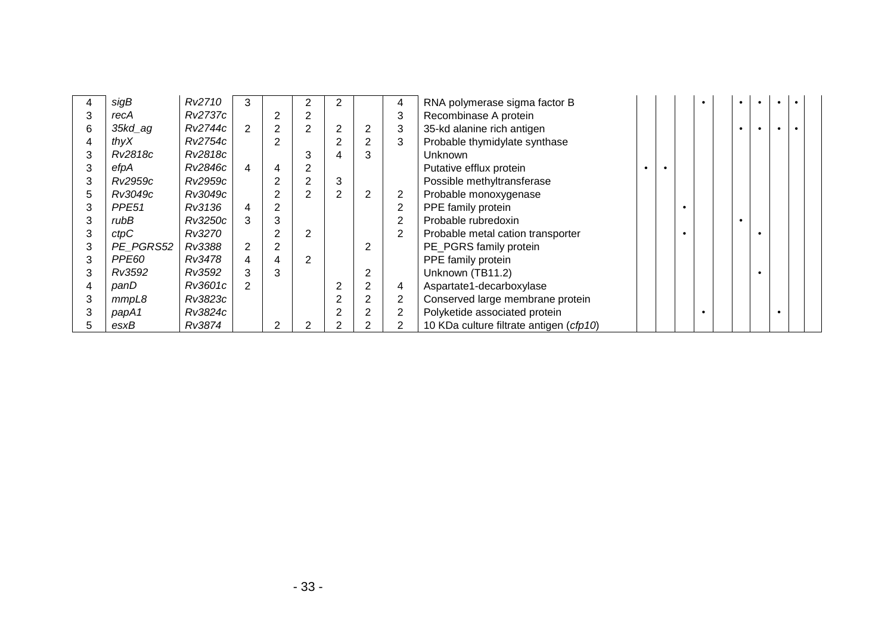| | | | | | | | | | | | | | | | | | | |
|---|---|---|---|---|---|---|---|---|---|---|---|---|---|---|---|---|---|---|---|
| 4 | *sigB* | *Rv2710* | 3 | | 2 | 2 | | 4 | RNA polymerase sigma factor B | | | | • | | • | • | • | • | |
| 3 | *recA* | *Rv2737c* | | 2 | 2 | | | 3 | Recombinase A protein | | | | | | | | | | |
| 6 | *35kd_ag* | *Rv2744c* | 2 | 2 | 2 | 2 | 2 | 3 | 35-kd alanine rich antigen | | | | | | • | • | • | • | |
| 4 | *thyX* | *Rv2754c* | | 2 | | 2 | 2 | 3 | Probable thymidylate synthase | | | | | | | | | | |
| 3 | *Rv2818c* | *Rv2818c* | | | 3 | 4 | 3 | | Unknown | | | | | | | | | | |
| 3 | *efpA* | *Rv2846c* | 4 | 4 | 2 | | | | Putative efflux protein | • | • | | | | | | | | |
| 3 | *Rv2959c* | *Rv2959c* | | 2 | 2 | 3 | | | Possible methyltransferase | | | | | | | | | | |
| 5 | *Rv3049c* | *Rv3049c* | | 2 | 2 | 2 | 2 | 2 | Probable monoxygenase | | | | | | | | | | |
| 3 | *PPE51* | *Rv3136* | 4 | 2 | | | | 2 | PPE family protein | | | • | | | | | | | |
| 3 | *rubB* | *Rv3250c* | 3 | 3 | | | | 2 | Probable rubredoxin | | | | | | • | | | | |
| 3 | *ctpC* | *Rv3270* | | 2 | 2 | | | 2 | Probable metal cation transporter | | | • | | | | • | | | |
| 3 | *PE_PGRS52* | *Rv3388* | 2 | 2 | | | 2 | | PE_PGRS family protein | | | | | | | | | | |
| 3 | *PPE60* | *Rv3478* | 4 | 4 | 2 | | | | PPE family protein | | | | | | | | | | |
| 3 | *Rv3592* | *Rv3592* | 3 | 3 | | | 2 | | Unknown (TB11.2) | | | | | | | • | | | |
| 4 | *panD* | *Rv3601c* | 2 | | | 2 | 2 | 4 | Aspartate1-decarboxylase | | | | | | | | | | |
| 3 | *mmpL8* | *Rv3823c* | | | | 2 | 2 | 2 | Conserved large membrane protein | | | | | | | | | | |
| 3 | *papA1* | *Rv3824c* | | | | 2 | 2 | 2 | Polyketide associated protein | | | | • | | | | • | | |
| 5 | *esxB* | *Rv3874* | | 2 | 2 | 2 | 2 | 2 | 10 KDa culture filtrate antigen (*cfp10*) | | | | | | | | | | |